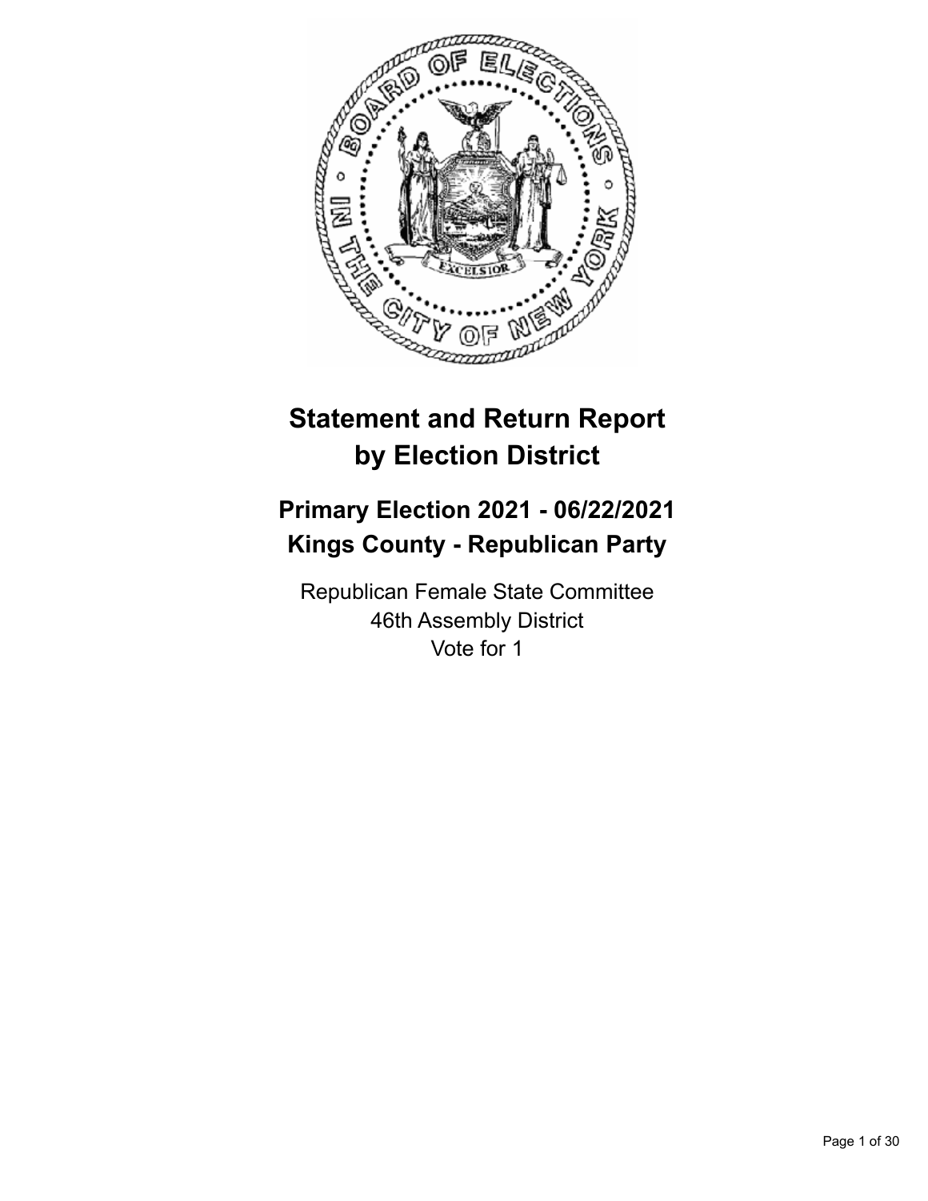# Statement and Return Report by Election District

## Primary Election 2021 - 06/22/2021
## Kings County - Republican Party

Republican Female State Committee
46th Assembly District
Vote for 1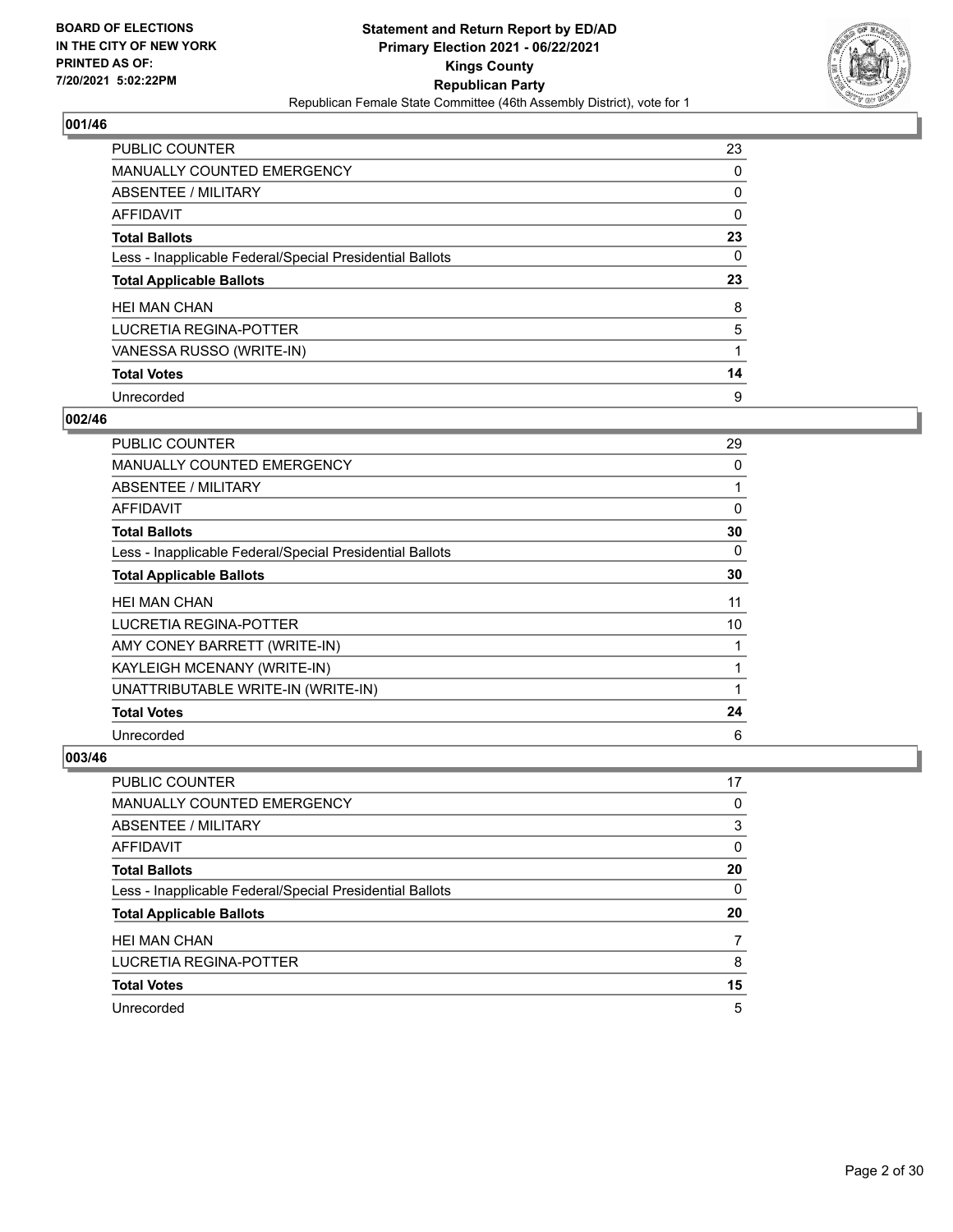**BOARD OF ELECTIONS IN THE CITY OF NEW YORK PRINTED AS OF: 7/20/2021 5:02:22PM**

**Statement and Return Report by ED/AD**
**Primary Election 2021 - 06/22/2021**
**Kings County**
**Republican Party**
Republican Female State Committee (46th Assembly District), vote for 1

### 001/46

| | |
|---|---|
| PUBLIC COUNTER | 23 |
| MANUALLY COUNTED EMERGENCY | 0 |
| ABSENTEE / MILITARY | 0 |
| AFFIDAVIT | 0 |
| **Total Ballots** | **23** |
| Less - Inapplicable Federal/Special Presidential Ballots | 0 |
| **Total Applicable Ballots** | **23** |
| HEI MAN CHAN | 8 |
| LUCRETIA REGINA-POTTER | 5 |
| VANESSA RUSSO (WRITE-IN) | 1 |
| **Total Votes** | **14** |
| Unrecorded | 9 |

### 002/46

| | |
|---|---|
| PUBLIC COUNTER | 29 |
| MANUALLY COUNTED EMERGENCY | 0 |
| ABSENTEE / MILITARY | 1 |
| AFFIDAVIT | 0 |
| **Total Ballots** | **30** |
| Less - Inapplicable Federal/Special Presidential Ballots | 0 |
| **Total Applicable Ballots** | **30** |
| HEI MAN CHAN | 11 |
| LUCRETIA REGINA-POTTER | 10 |
| AMY CONEY BARRETT (WRITE-IN) | 1 |
| KAYLEIGH MCENANY (WRITE-IN) | 1 |
| UNATTRIBUTABLE WRITE-IN (WRITE-IN) | 1 |
| **Total Votes** | **24** |
| Unrecorded | 6 |

### 003/46

| | |
|---|---|
| PUBLIC COUNTER | 17 |
| MANUALLY COUNTED EMERGENCY | 0 |
| ABSENTEE / MILITARY | 3 |
| AFFIDAVIT | 0 |
| **Total Ballots** | **20** |
| Less - Inapplicable Federal/Special Presidential Ballots | 0 |
| **Total Applicable Ballots** | **20** |
| HEI MAN CHAN | 7 |
| LUCRETIA REGINA-POTTER | 8 |
| **Total Votes** | **15** |
| Unrecorded | 5 |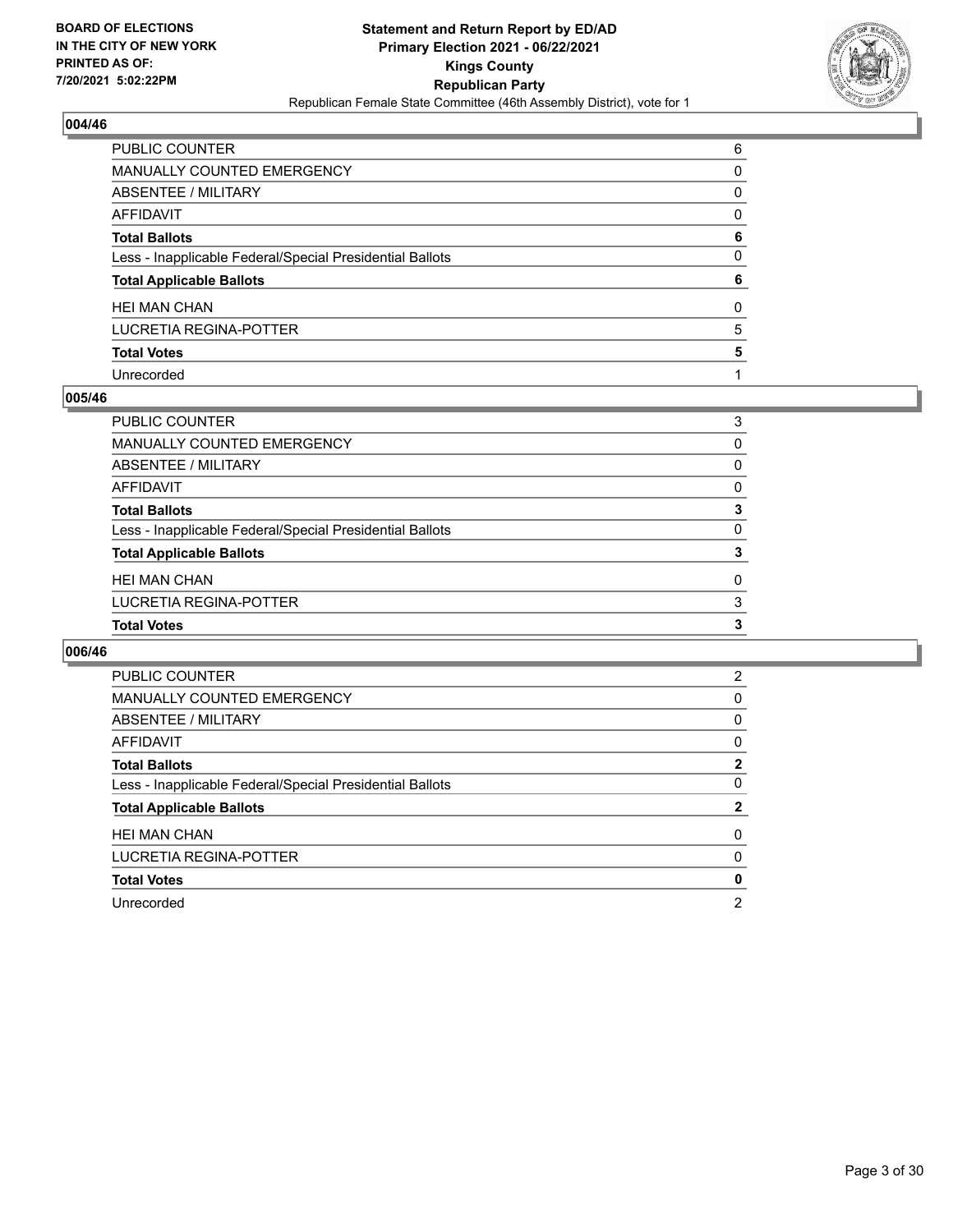### 004/46

| | |
|---|---|
| PUBLIC COUNTER | 6 |
| MANUALLY COUNTED EMERGENCY | 0 |
| ABSENTEE / MILITARY | 0 |
| AFFIDAVIT | 0 |
| **Total Ballots** | **6** |
| Less - Inapplicable Federal/Special Presidential Ballots | 0 |
| **Total Applicable Ballots** | **6** |
| HEI MAN CHAN | 0 |
| LUCRETIA REGINA-POTTER | 5 |
| **Total Votes** | **5** |
| Unrecorded | 1 |

### 005/46

| | |
|---|---|
| PUBLIC COUNTER | 3 |
| MANUALLY COUNTED EMERGENCY | 0 |
| ABSENTEE / MILITARY | 0 |
| AFFIDAVIT | 0 |
| **Total Ballots** | **3** |
| Less - Inapplicable Federal/Special Presidential Ballots | 0 |
| **Total Applicable Ballots** | **3** |
| HEI MAN CHAN | 0 |
| LUCRETIA REGINA-POTTER | 3 |
| **Total Votes** | **3** |

### 006/46

| | |
|---|---|
| PUBLIC COUNTER | 2 |
| MANUALLY COUNTED EMERGENCY | 0 |
| ABSENTEE / MILITARY | 0 |
| AFFIDAVIT | 0 |
| **Total Ballots** | **2** |
| Less - Inapplicable Federal/Special Presidential Ballots | 0 |
| **Total Applicable Ballots** | **2** |
| HEI MAN CHAN | 0 |
| LUCRETIA REGINA-POTTER | 0 |
| **Total Votes** | **0** |
| Unrecorded | 2 |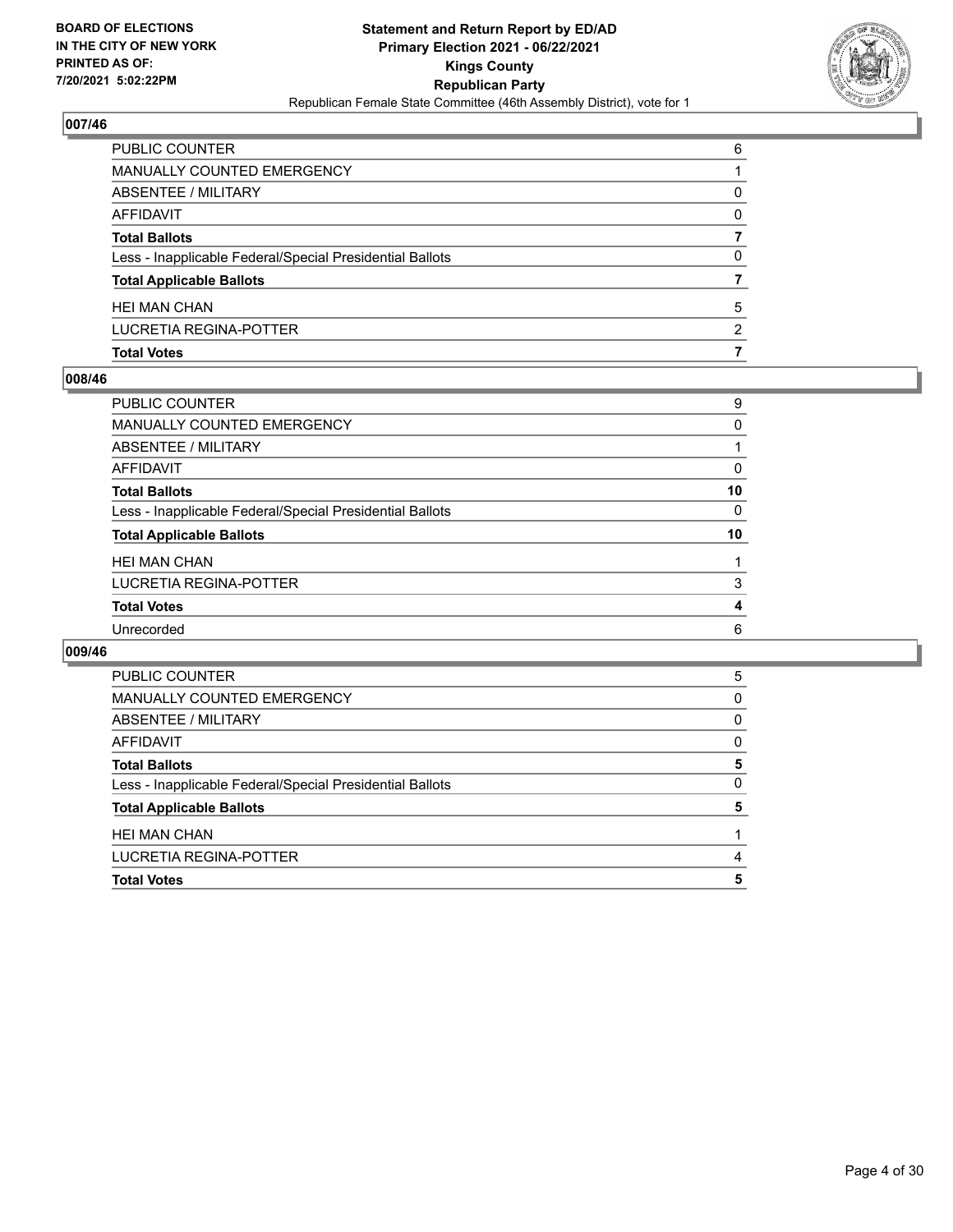**BOARD OF ELECTIONS IN THE CITY OF NEW YORK PRINTED AS OF: 7/20/2021 5:02:22PM**

**Statement and Return Report by ED/AD Primary Election 2021 - 06/22/2021 Kings County Republican Party**

Republican Female State Committee (46th Assembly District), vote for 1

## 007/46

| | |
|---|---|
| PUBLIC COUNTER | 6 |
| MANUALLY COUNTED EMERGENCY | 1 |
| ABSENTEE / MILITARY | 0 |
| AFFIDAVIT | 0 |
| **Total Ballots** | **7** |
| Less - Inapplicable Federal/Special Presidential Ballots | 0 |
| **Total Applicable Ballots** | **7** |
| HEI MAN CHAN | 5 |
| LUCRETIA REGINA-POTTER | 2 |
| **Total Votes** | **7** |

## 008/46

| | |
|---|---|
| PUBLIC COUNTER | 9 |
| MANUALLY COUNTED EMERGENCY | 0 |
| ABSENTEE / MILITARY | 1 |
| AFFIDAVIT | 0 |
| **Total Ballots** | **10** |
| Less - Inapplicable Federal/Special Presidential Ballots | 0 |
| **Total Applicable Ballots** | **10** |
| HEI MAN CHAN | 1 |
| LUCRETIA REGINA-POTTER | 3 |
| **Total Votes** | **4** |
| Unrecorded | 6 |

## 009/46

| | |
|---|---|
| PUBLIC COUNTER | 5 |
| MANUALLY COUNTED EMERGENCY | 0 |
| ABSENTEE / MILITARY | 0 |
| AFFIDAVIT | 0 |
| **Total Ballots** | **5** |
| Less - Inapplicable Federal/Special Presidential Ballots | 0 |
| **Total Applicable Ballots** | **5** |
| HEI MAN CHAN | 1 |
| LUCRETIA REGINA-POTTER | 4 |
| **Total Votes** | **5** |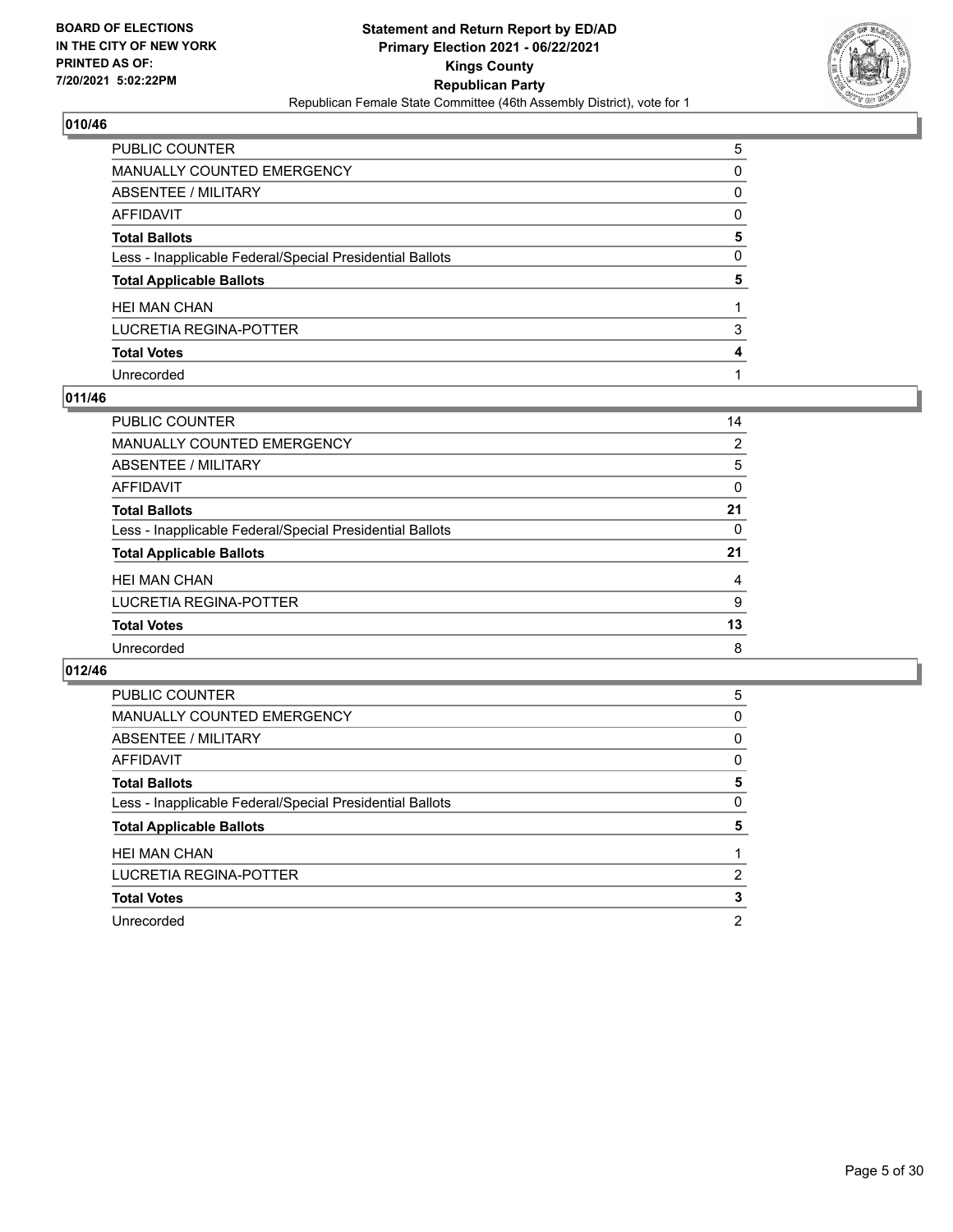**BOARD OF ELECTIONS IN THE CITY OF NEW YORK PRINTED AS OF: 7/20/2021 5:02:22PM**

**Statement and Return Report by ED/AD**
**Primary Election 2021 - 06/22/2021**
**Kings County**
**Republican Party**
Republican Female State Committee (46th Assembly District), vote for 1

## 010/46

| | |
|---|---|
| PUBLIC COUNTER | 5 |
| MANUALLY COUNTED EMERGENCY | 0 |
| ABSENTEE / MILITARY | 0 |
| AFFIDAVIT | 0 |
| **Total Ballots** | **5** |
| Less - Inapplicable Federal/Special Presidential Ballots | 0 |
| **Total Applicable Ballots** | **5** |
| HEI MAN CHAN | 1 |
| LUCRETIA REGINA-POTTER | 3 |
| **Total Votes** | **4** |
| Unrecorded | 1 |

## 011/46

| | |
|---|---|
| PUBLIC COUNTER | 14 |
| MANUALLY COUNTED EMERGENCY | 2 |
| ABSENTEE / MILITARY | 5 |
| AFFIDAVIT | 0 |
| **Total Ballots** | **21** |
| Less - Inapplicable Federal/Special Presidential Ballots | 0 |
| **Total Applicable Ballots** | **21** |
| HEI MAN CHAN | 4 |
| LUCRETIA REGINA-POTTER | 9 |
| **Total Votes** | **13** |
| Unrecorded | 8 |

## 012/46

| | |
|---|---|
| PUBLIC COUNTER | 5 |
| MANUALLY COUNTED EMERGENCY | 0 |
| ABSENTEE / MILITARY | 0 |
| AFFIDAVIT | 0 |
| **Total Ballots** | **5** |
| Less - Inapplicable Federal/Special Presidential Ballots | 0 |
| **Total Applicable Ballots** | **5** |
| HEI MAN CHAN | 1 |
| LUCRETIA REGINA-POTTER | 2 |
| **Total Votes** | **3** |
| Unrecorded | 2 |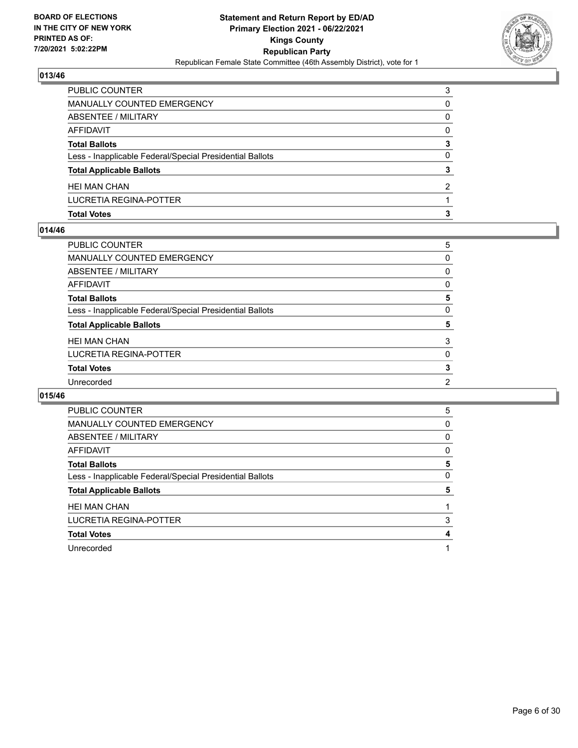BOARD OF ELECTIONS
IN THE CITY OF NEW YORK
PRINTED AS OF:
7/20/2021 5:02:22PM

**Statement and Return Report by ED/AD**
**Primary Election 2021 - 06/22/2021**
**Kings County**
**Republican Party**
Republican Female State Committee (46th Assembly District), vote for 1

## 013/46

| | |
|---|---|
| PUBLIC COUNTER | 3 |
| MANUALLY COUNTED EMERGENCY | 0 |
| ABSENTEE / MILITARY | 0 |
| AFFIDAVIT | 0 |
| **Total Ballots** | **3** |
| Less - Inapplicable Federal/Special Presidential Ballots | 0 |
| **Total Applicable Ballots** | **3** |
| HEI MAN CHAN | 2 |
| LUCRETIA REGINA-POTTER | 1 |
| **Total Votes** | **3** |

## 014/46

| | |
|---|---|
| PUBLIC COUNTER | 5 |
| MANUALLY COUNTED EMERGENCY | 0 |
| ABSENTEE / MILITARY | 0 |
| AFFIDAVIT | 0 |
| **Total Ballots** | **5** |
| Less - Inapplicable Federal/Special Presidential Ballots | 0 |
| **Total Applicable Ballots** | **5** |
| HEI MAN CHAN | 3 |
| LUCRETIA REGINA-POTTER | 0 |
| **Total Votes** | **3** |
| Unrecorded | 2 |

## 015/46

| | |
|---|---|
| PUBLIC COUNTER | 5 |
| MANUALLY COUNTED EMERGENCY | 0 |
| ABSENTEE / MILITARY | 0 |
| AFFIDAVIT | 0 |
| **Total Ballots** | **5** |
| Less - Inapplicable Federal/Special Presidential Ballots | 0 |
| **Total Applicable Ballots** | **5** |
| HEI MAN CHAN | 1 |
| LUCRETIA REGINA-POTTER | 3 |
| **Total Votes** | **4** |
| Unrecorded | 1 |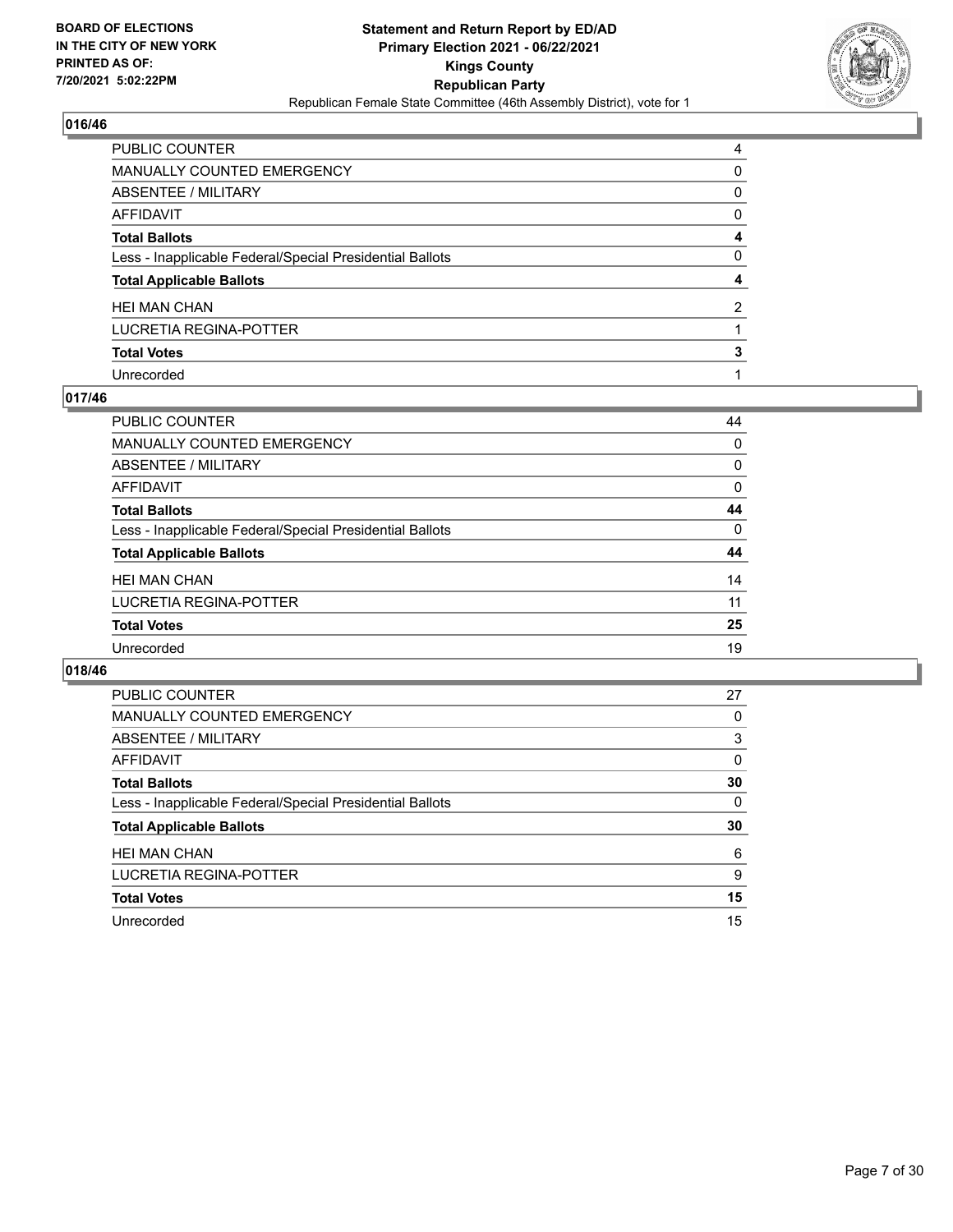## 016/46

| | |
|---|---|
| PUBLIC COUNTER | 4 |
| MANUALLY COUNTED EMERGENCY | 0 |
| ABSENTEE / MILITARY | 0 |
| AFFIDAVIT | 0 |
| **Total Ballots** | **4** |
| Less - Inapplicable Federal/Special Presidential Ballots | 0 |
| **Total Applicable Ballots** | **4** |
| HEI MAN CHAN | 2 |
| LUCRETIA REGINA-POTTER | 1 |
| **Total Votes** | **3** |
| Unrecorded | 1 |

## 017/46

| | |
|---|---|
| PUBLIC COUNTER | 44 |
| MANUALLY COUNTED EMERGENCY | 0 |
| ABSENTEE / MILITARY | 0 |
| AFFIDAVIT | 0 |
| **Total Ballots** | **44** |
| Less - Inapplicable Federal/Special Presidential Ballots | 0 |
| **Total Applicable Ballots** | **44** |
| HEI MAN CHAN | 14 |
| LUCRETIA REGINA-POTTER | 11 |
| **Total Votes** | **25** |
| Unrecorded | 19 |

## 018/46

| | |
|---|---|
| PUBLIC COUNTER | 27 |
| MANUALLY COUNTED EMERGENCY | 0 |
| ABSENTEE / MILITARY | 3 |
| AFFIDAVIT | 0 |
| **Total Ballots** | **30** |
| Less - Inapplicable Federal/Special Presidential Ballots | 0 |
| **Total Applicable Ballots** | **30** |
| HEI MAN CHAN | 6 |
| LUCRETIA REGINA-POTTER | 9 |
| **Total Votes** | **15** |
| Unrecorded | 15 |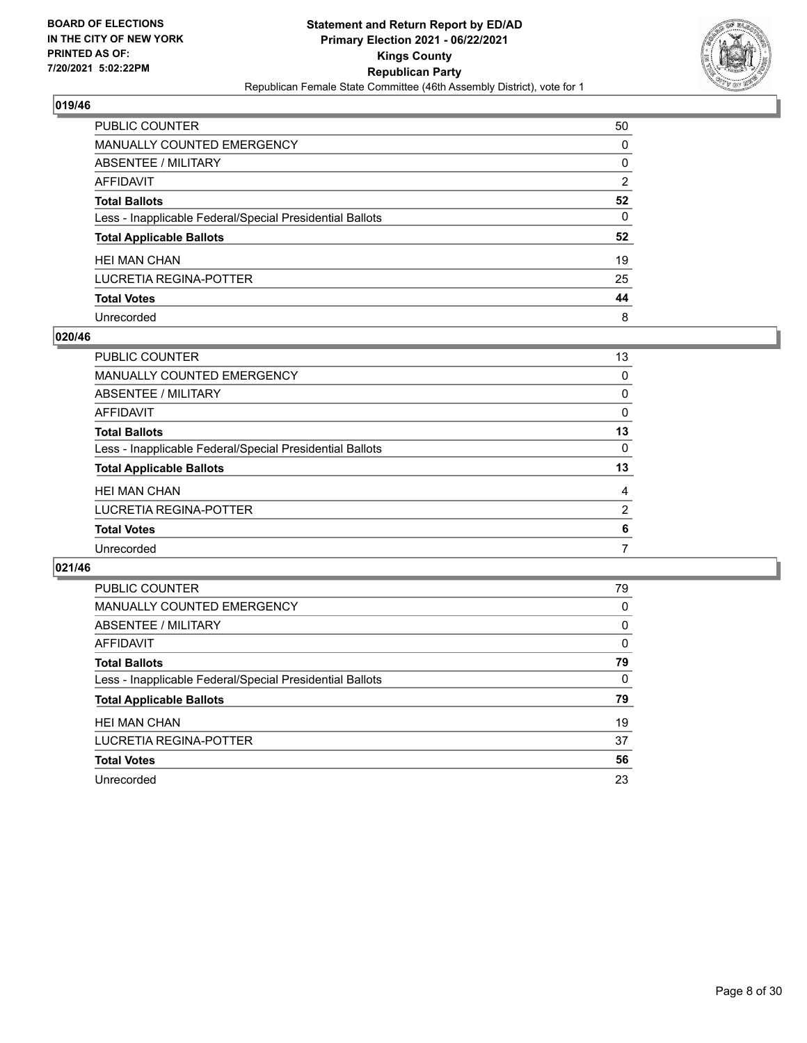BOARD OF ELECTIONS
IN THE CITY OF NEW YORK
PRINTED AS OF:
7/20/2021 5:02:22PM

**Statement and Return Report by ED/AD**
**Primary Election 2021 - 06/22/2021**
**Kings County**
**Republican Party**
Republican Female State Committee (46th Assembly District), vote for 1

## 019/46

| | |
|---|---|
| PUBLIC COUNTER | 50 |
| MANUALLY COUNTED EMERGENCY | 0 |
| ABSENTEE / MILITARY | 0 |
| AFFIDAVIT | 2 |
| **Total Ballots** | **52** |
| Less - Inapplicable Federal/Special Presidential Ballots | 0 |
| **Total Applicable Ballots** | **52** |
| HEI MAN CHAN | 19 |
| LUCRETIA REGINA-POTTER | 25 |
| **Total Votes** | **44** |
| Unrecorded | 8 |

## 020/46

| | |
|---|---|
| PUBLIC COUNTER | 13 |
| MANUALLY COUNTED EMERGENCY | 0 |
| ABSENTEE / MILITARY | 0 |
| AFFIDAVIT | 0 |
| **Total Ballots** | **13** |
| Less - Inapplicable Federal/Special Presidential Ballots | 0 |
| **Total Applicable Ballots** | **13** |
| HEI MAN CHAN | 4 |
| LUCRETIA REGINA-POTTER | 2 |
| **Total Votes** | **6** |
| Unrecorded | 7 |

## 021/46

| | |
|---|---|
| PUBLIC COUNTER | 79 |
| MANUALLY COUNTED EMERGENCY | 0 |
| ABSENTEE / MILITARY | 0 |
| AFFIDAVIT | 0 |
| **Total Ballots** | **79** |
| Less - Inapplicable Federal/Special Presidential Ballots | 0 |
| **Total Applicable Ballots** | **79** |
| HEI MAN CHAN | 19 |
| LUCRETIA REGINA-POTTER | 37 |
| **Total Votes** | **56** |
| Unrecorded | 23 |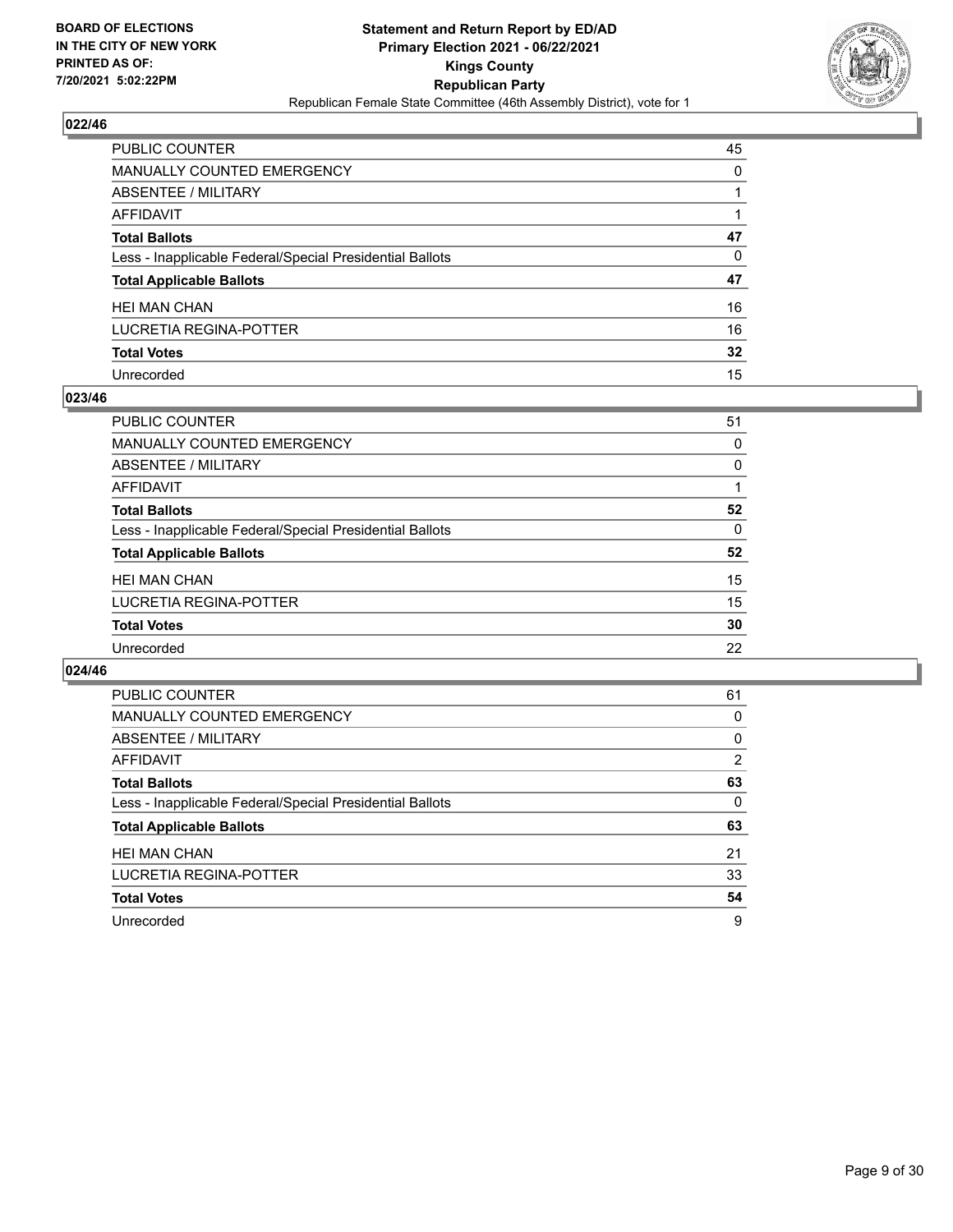BOARD OF ELECTIONS
IN THE CITY OF NEW YORK
PRINTED AS OF:
7/20/2021 5:02:22PM

**Statement and Return Report by ED/AD**
**Primary Election 2021 - 06/22/2021**
**Kings County**
**Republican Party**
Republican Female State Committee (46th Assembly District), vote for 1

## 022/46

| | |
|---|---|
| PUBLIC COUNTER | 45 |
| MANUALLY COUNTED EMERGENCY | 0 |
| ABSENTEE / MILITARY | 1 |
| AFFIDAVIT | 1 |
| **Total Ballots** | **47** |
| Less - Inapplicable Federal/Special Presidential Ballots | 0 |
| **Total Applicable Ballots** | **47** |
| HEI MAN CHAN | 16 |
| LUCRETIA REGINA-POTTER | 16 |
| **Total Votes** | **32** |
| Unrecorded | 15 |

## 023/46

| | |
|---|---|
| PUBLIC COUNTER | 51 |
| MANUALLY COUNTED EMERGENCY | 0 |
| ABSENTEE / MILITARY | 0 |
| AFFIDAVIT | 1 |
| **Total Ballots** | **52** |
| Less - Inapplicable Federal/Special Presidential Ballots | 0 |
| **Total Applicable Ballots** | **52** |
| HEI MAN CHAN | 15 |
| LUCRETIA REGINA-POTTER | 15 |
| **Total Votes** | **30** |
| Unrecorded | 22 |

## 024/46

| | |
|---|---|
| PUBLIC COUNTER | 61 |
| MANUALLY COUNTED EMERGENCY | 0 |
| ABSENTEE / MILITARY | 0 |
| AFFIDAVIT | 2 |
| **Total Ballots** | **63** |
| Less - Inapplicable Federal/Special Presidential Ballots | 0 |
| **Total Applicable Ballots** | **63** |
| HEI MAN CHAN | 21 |
| LUCRETIA REGINA-POTTER | 33 |
| **Total Votes** | **54** |
| Unrecorded | 9 |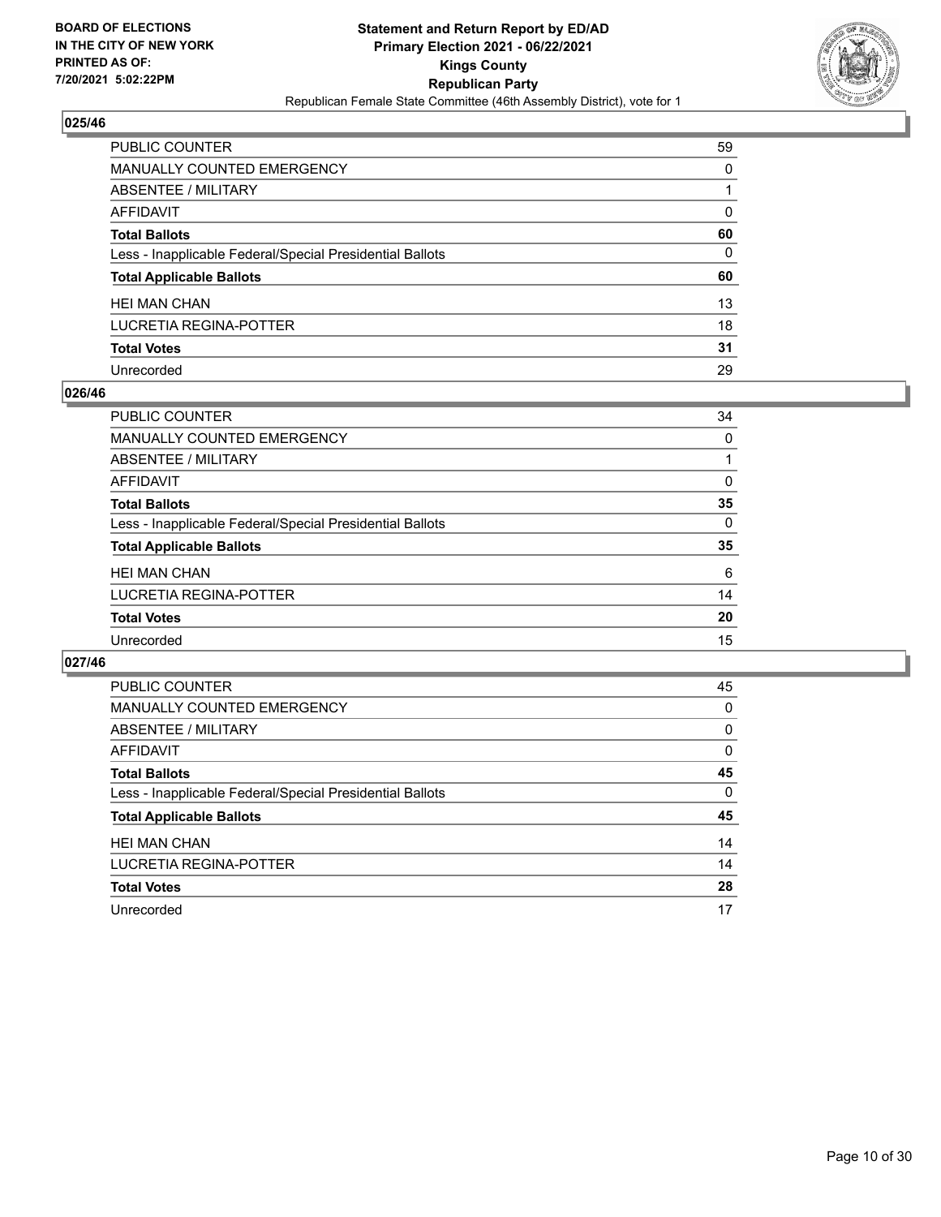## 025/46

| | |
|---|---|
| PUBLIC COUNTER | 59 |
| MANUALLY COUNTED EMERGENCY | 0 |
| ABSENTEE / MILITARY | 1 |
| AFFIDAVIT | 0 |
| **Total Ballots** | **60** |
| Less - Inapplicable Federal/Special Presidential Ballots | 0 |
| **Total Applicable Ballots** | **60** |
| HEI MAN CHAN | 13 |
| LUCRETIA REGINA-POTTER | 18 |
| **Total Votes** | **31** |
| Unrecorded | 29 |

## 026/46

| | |
|---|---|
| PUBLIC COUNTER | 34 |
| MANUALLY COUNTED EMERGENCY | 0 |
| ABSENTEE / MILITARY | 1 |
| AFFIDAVIT | 0 |
| **Total Ballots** | **35** |
| Less - Inapplicable Federal/Special Presidential Ballots | 0 |
| **Total Applicable Ballots** | **35** |
| HEI MAN CHAN | 6 |
| LUCRETIA REGINA-POTTER | 14 |
| **Total Votes** | **20** |
| Unrecorded | 15 |

## 027/46

| | |
|---|---|
| PUBLIC COUNTER | 45 |
| MANUALLY COUNTED EMERGENCY | 0 |
| ABSENTEE / MILITARY | 0 |
| AFFIDAVIT | 0 |
| **Total Ballots** | **45** |
| Less - Inapplicable Federal/Special Presidential Ballots | 0 |
| **Total Applicable Ballots** | **45** |
| HEI MAN CHAN | 14 |
| LUCRETIA REGINA-POTTER | 14 |
| **Total Votes** | **28** |
| Unrecorded | 17 |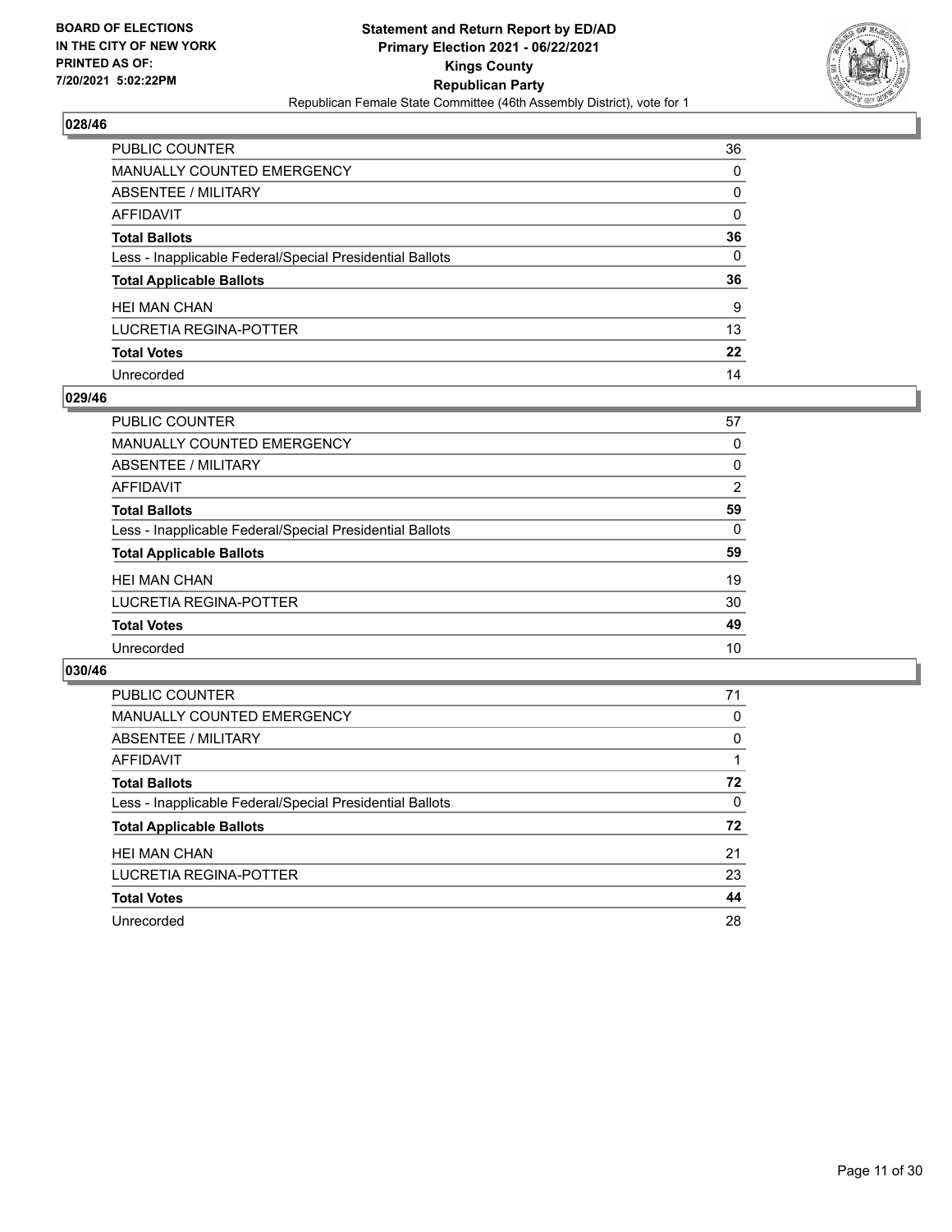BOARD OF ELECTIONS
IN THE CITY OF NEW YORK
PRINTED AS OF:
7/20/2021 5:02:22PM

**Statement and Return Report by ED/AD**
**Primary Election 2021 - 06/22/2021**
**Kings County**
**Republican Party**
Republican Female State Committee (46th Assembly District), vote for 1

### 028/46

| | |
|---|---|
| PUBLIC COUNTER | 36 |
| MANUALLY COUNTED EMERGENCY | 0 |
| ABSENTEE / MILITARY | 0 |
| AFFIDAVIT | 0 |
| **Total Ballots** | **36** |
| Less - Inapplicable Federal/Special Presidential Ballots | 0 |
| **Total Applicable Ballots** | **36** |
| HEI MAN CHAN | 9 |
| LUCRETIA REGINA-POTTER | 13 |
| **Total Votes** | **22** |
| Unrecorded | 14 |

### 029/46

| | |
|---|---|
| PUBLIC COUNTER | 57 |
| MANUALLY COUNTED EMERGENCY | 0 |
| ABSENTEE / MILITARY | 0 |
| AFFIDAVIT | 2 |
| **Total Ballots** | **59** |
| Less - Inapplicable Federal/Special Presidential Ballots | 0 |
| **Total Applicable Ballots** | **59** |
| HEI MAN CHAN | 19 |
| LUCRETIA REGINA-POTTER | 30 |
| **Total Votes** | **49** |
| Unrecorded | 10 |

### 030/46

| | |
|---|---|
| PUBLIC COUNTER | 71 |
| MANUALLY COUNTED EMERGENCY | 0 |
| ABSENTEE / MILITARY | 0 |
| AFFIDAVIT | 1 |
| **Total Ballots** | **72** |
| Less - Inapplicable Federal/Special Presidential Ballots | 0 |
| **Total Applicable Ballots** | **72** |
| HEI MAN CHAN | 21 |
| LUCRETIA REGINA-POTTER | 23 |
| **Total Votes** | **44** |
| Unrecorded | 28 |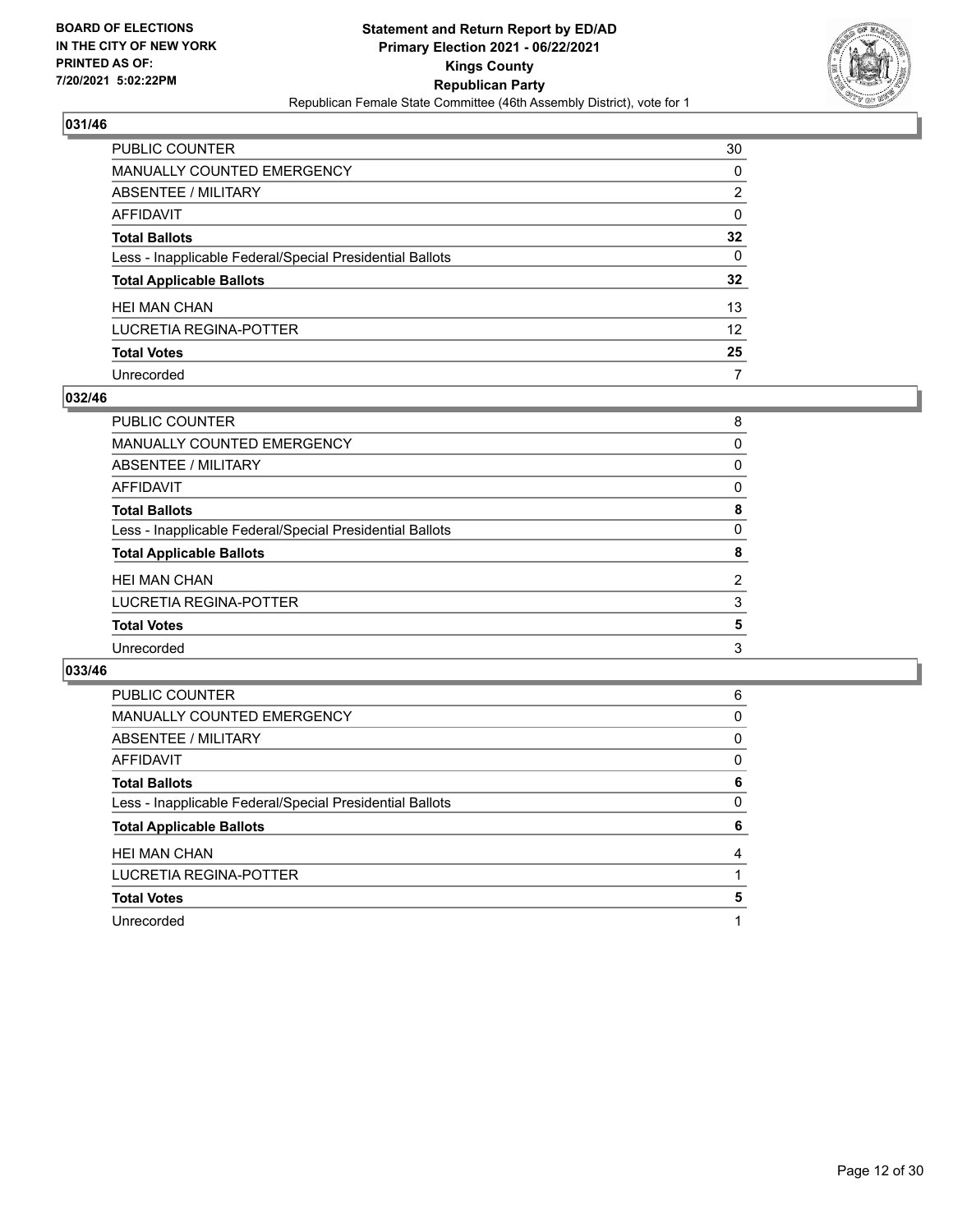BOARD OF ELECTIONS
IN THE CITY OF NEW YORK
PRINTED AS OF:
7/20/2021 5:02:22PM

**Statement and Return Report by ED/AD**
**Primary Election 2021 - 06/22/2021**
**Kings County**
**Republican Party**
Republican Female State Committee (46th Assembly District), vote for 1

### 031/46

| | |
|---|---|
| PUBLIC COUNTER | 30 |
| MANUALLY COUNTED EMERGENCY | 0 |
| ABSENTEE / MILITARY | 2 |
| AFFIDAVIT | 0 |
| **Total Ballots** | **32** |
| Less - Inapplicable Federal/Special Presidential Ballots | 0 |
| **Total Applicable Ballots** | **32** |
| HEI MAN CHAN | 13 |
| LUCRETIA REGINA-POTTER | 12 |
| **Total Votes** | **25** |
| Unrecorded | 7 |

### 032/46

| | |
|---|---|
| PUBLIC COUNTER | 8 |
| MANUALLY COUNTED EMERGENCY | 0 |
| ABSENTEE / MILITARY | 0 |
| AFFIDAVIT | 0 |
| **Total Ballots** | **8** |
| Less - Inapplicable Federal/Special Presidential Ballots | 0 |
| **Total Applicable Ballots** | **8** |
| HEI MAN CHAN | 2 |
| LUCRETIA REGINA-POTTER | 3 |
| **Total Votes** | **5** |
| Unrecorded | 3 |

### 033/46

| | |
|---|---|
| PUBLIC COUNTER | 6 |
| MANUALLY COUNTED EMERGENCY | 0 |
| ABSENTEE / MILITARY | 0 |
| AFFIDAVIT | 0 |
| **Total Ballots** | **6** |
| Less - Inapplicable Federal/Special Presidential Ballots | 0 |
| **Total Applicable Ballots** | **6** |
| HEI MAN CHAN | 4 |
| LUCRETIA REGINA-POTTER | 1 |
| **Total Votes** | **5** |
| Unrecorded | 1 |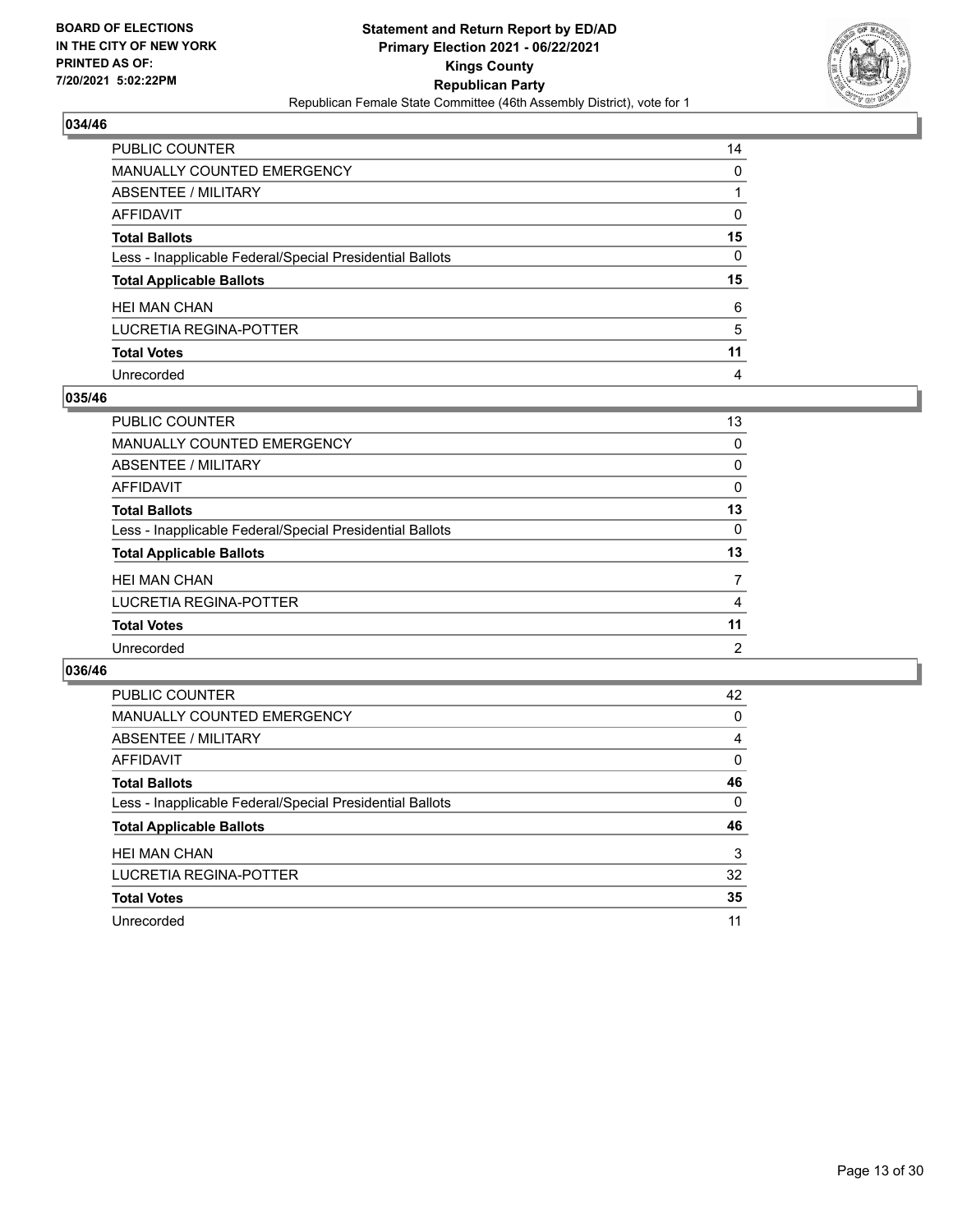BOARD OF ELECTIONS
IN THE CITY OF NEW YORK
PRINTED AS OF:
7/20/2021 5:02:22PM

**Statement and Return Report by ED/AD**
**Primary Election 2021 - 06/22/2021**
**Kings County**
**Republican Party**
Republican Female State Committee (46th Assembly District), vote for 1

## 034/46

| | |
|---|---|
| PUBLIC COUNTER | 14 |
| MANUALLY COUNTED EMERGENCY | 0 |
| ABSENTEE / MILITARY | 1 |
| AFFIDAVIT | 0 |
| **Total Ballots** | **15** |
| Less - Inapplicable Federal/Special Presidential Ballots | 0 |
| **Total Applicable Ballots** | **15** |
| HEI MAN CHAN | 6 |
| LUCRETIA REGINA-POTTER | 5 |
| **Total Votes** | **11** |
| Unrecorded | 4 |

## 035/46

| | |
|---|---|
| PUBLIC COUNTER | 13 |
| MANUALLY COUNTED EMERGENCY | 0 |
| ABSENTEE / MILITARY | 0 |
| AFFIDAVIT | 0 |
| **Total Ballots** | **13** |
| Less - Inapplicable Federal/Special Presidential Ballots | 0 |
| **Total Applicable Ballots** | **13** |
| HEI MAN CHAN | 7 |
| LUCRETIA REGINA-POTTER | 4 |
| **Total Votes** | **11** |
| Unrecorded | 2 |

## 036/46

| | |
|---|---|
| PUBLIC COUNTER | 42 |
| MANUALLY COUNTED EMERGENCY | 0 |
| ABSENTEE / MILITARY | 4 |
| AFFIDAVIT | 0 |
| **Total Ballots** | **46** |
| Less - Inapplicable Federal/Special Presidential Ballots | 0 |
| **Total Applicable Ballots** | **46** |
| HEI MAN CHAN | 3 |
| LUCRETIA REGINA-POTTER | 32 |
| **Total Votes** | **35** |
| Unrecorded | 11 |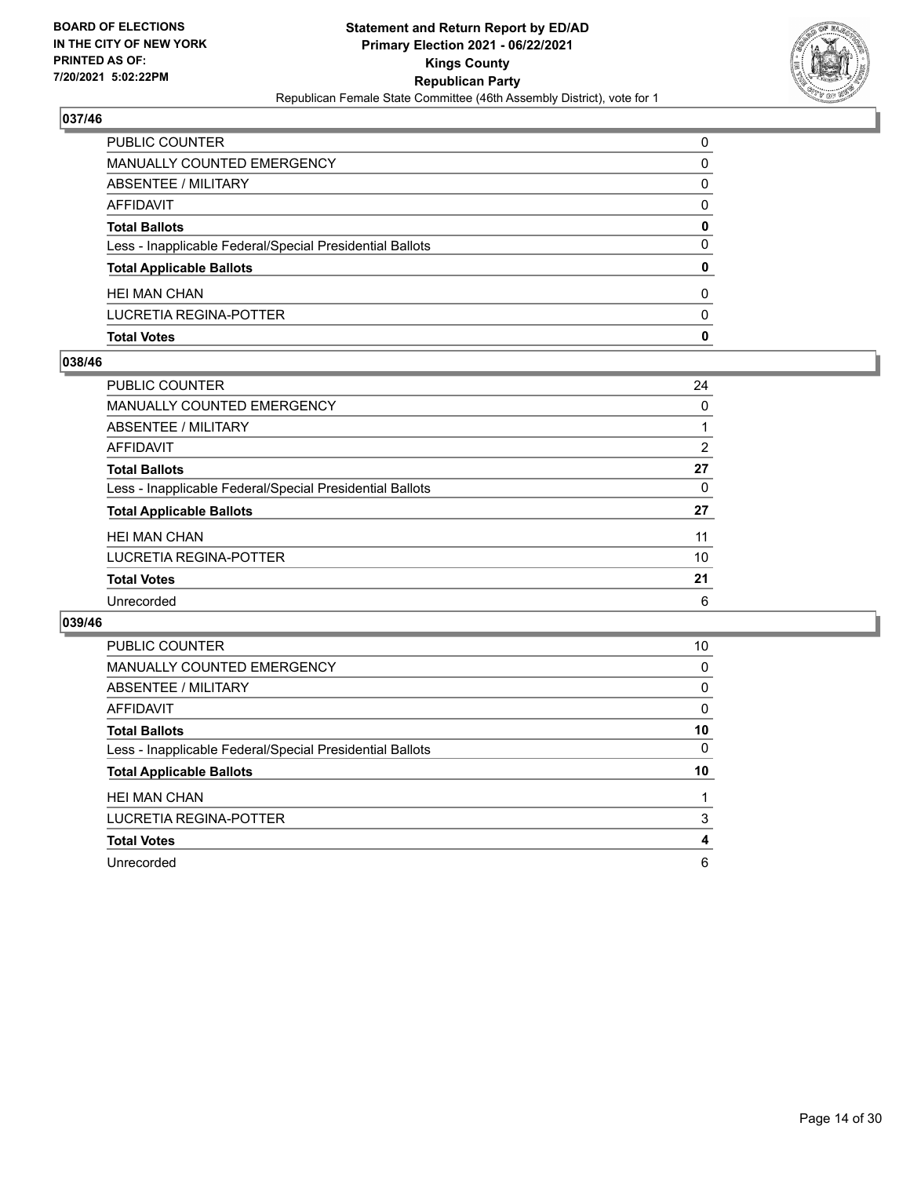**BOARD OF ELECTIONS IN THE CITY OF NEW YORK PRINTED AS OF: 7/20/2021 5:02:22PM**

**Statement and Return Report by ED/AD Primary Election 2021 - 06/22/2021 Kings County Republican Party**

Republican Female State Committee (46th Assembly District), vote for 1

### 037/46

| | |
|---|---|
| PUBLIC COUNTER | 0 |
| MANUALLY COUNTED EMERGENCY | 0 |
| ABSENTEE / MILITARY | 0 |
| AFFIDAVIT | 0 |
| **Total Ballots** | **0** |
| Less - Inapplicable Federal/Special Presidential Ballots | 0 |
| **Total Applicable Ballots** | **0** |
| HEI MAN CHAN | 0 |
| LUCRETIA REGINA-POTTER | 0 |
| **Total Votes** | **0** |

### 038/46

| | |
|---|---|
| PUBLIC COUNTER | 24 |
| MANUALLY COUNTED EMERGENCY | 0 |
| ABSENTEE / MILITARY | 1 |
| AFFIDAVIT | 2 |
| **Total Ballots** | **27** |
| Less - Inapplicable Federal/Special Presidential Ballots | 0 |
| **Total Applicable Ballots** | **27** |
| HEI MAN CHAN | 11 |
| LUCRETIA REGINA-POTTER | 10 |
| **Total Votes** | **21** |
| Unrecorded | 6 |

### 039/46

| | |
|---|---|
| PUBLIC COUNTER | 10 |
| MANUALLY COUNTED EMERGENCY | 0 |
| ABSENTEE / MILITARY | 0 |
| AFFIDAVIT | 0 |
| **Total Ballots** | **10** |
| Less - Inapplicable Federal/Special Presidential Ballots | 0 |
| **Total Applicable Ballots** | **10** |
| HEI MAN CHAN | 1 |
| LUCRETIA REGINA-POTTER | 3 |
| **Total Votes** | **4** |
| Unrecorded | 6 |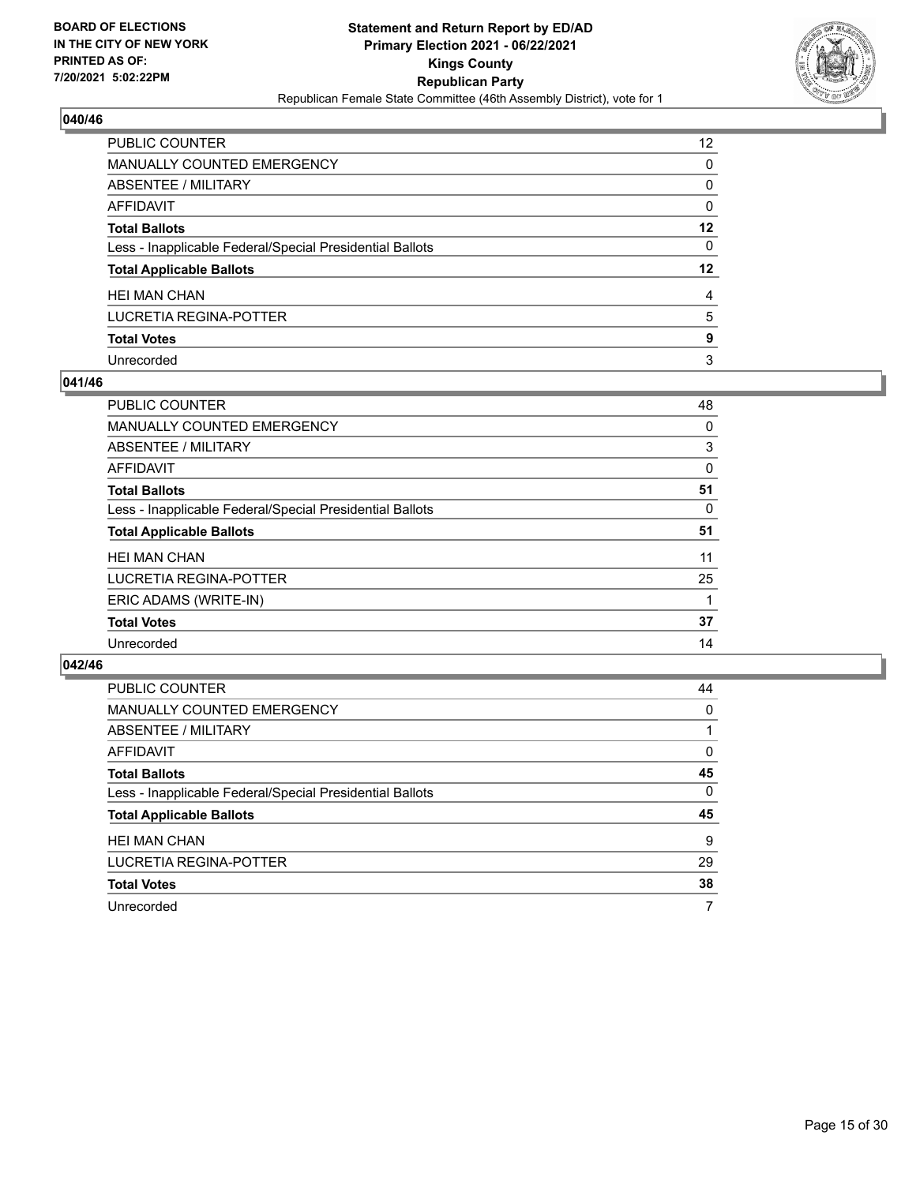BOARD OF ELECTIONS
IN THE CITY OF NEW YORK
PRINTED AS OF:
7/20/2021 5:02:22PM

**Statement and Return Report by ED/AD**
**Primary Election 2021 - 06/22/2021**
**Kings County**
**Republican Party**
Republican Female State Committee (46th Assembly District), vote for 1

## 040/46

| | |
|---|---|
| PUBLIC COUNTER | 12 |
| MANUALLY COUNTED EMERGENCY | 0 |
| ABSENTEE / MILITARY | 0 |
| AFFIDAVIT | 0 |
| **Total Ballots** | **12** |
| Less - Inapplicable Federal/Special Presidential Ballots | 0 |
| **Total Applicable Ballots** | **12** |
| HEI MAN CHAN | 4 |
| LUCRETIA REGINA-POTTER | 5 |
| **Total Votes** | **9** |
| Unrecorded | 3 |

## 041/46

| | |
|---|---|
| PUBLIC COUNTER | 48 |
| MANUALLY COUNTED EMERGENCY | 0 |
| ABSENTEE / MILITARY | 3 |
| AFFIDAVIT | 0 |
| **Total Ballots** | **51** |
| Less - Inapplicable Federal/Special Presidential Ballots | 0 |
| **Total Applicable Ballots** | **51** |
| HEI MAN CHAN | 11 |
| LUCRETIA REGINA-POTTER | 25 |
| ERIC ADAMS (WRITE-IN) | 1 |
| **Total Votes** | **37** |
| Unrecorded | 14 |

## 042/46

| | |
|---|---|
| PUBLIC COUNTER | 44 |
| MANUALLY COUNTED EMERGENCY | 0 |
| ABSENTEE / MILITARY | 1 |
| AFFIDAVIT | 0 |
| **Total Ballots** | **45** |
| Less - Inapplicable Federal/Special Presidential Ballots | 0 |
| **Total Applicable Ballots** | **45** |
| HEI MAN CHAN | 9 |
| LUCRETIA REGINA-POTTER | 29 |
| **Total Votes** | **38** |
| Unrecorded | 7 |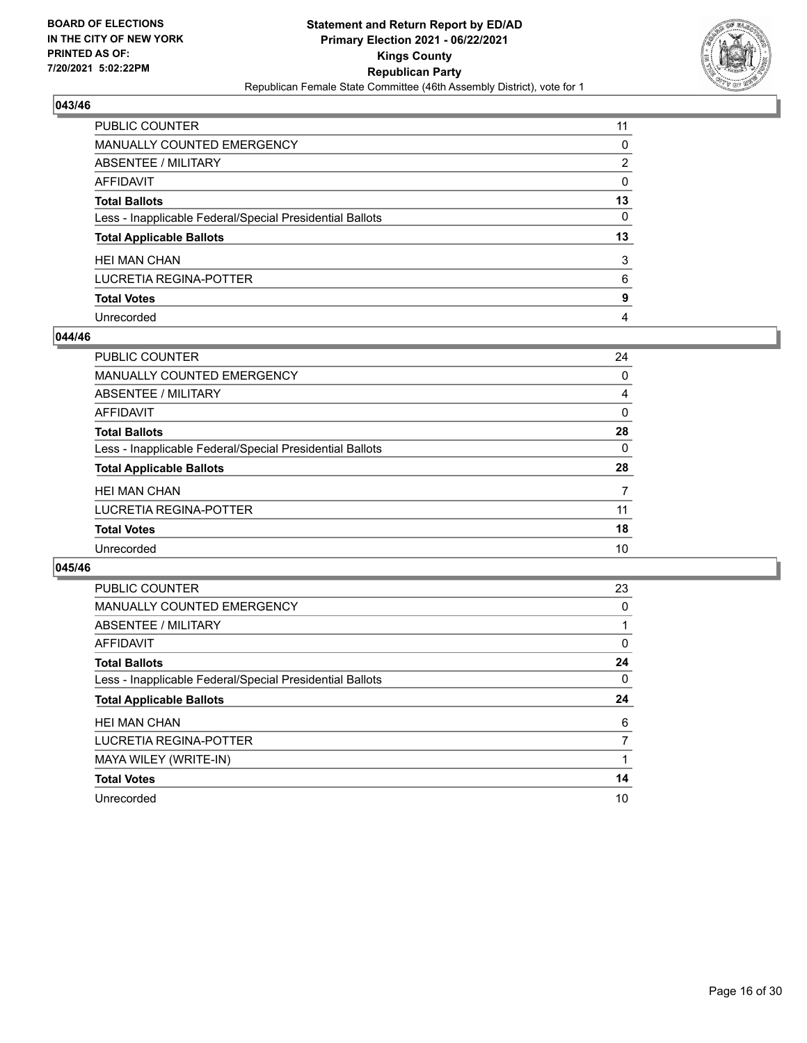BOARD OF ELECTIONS
IN THE CITY OF NEW YORK
PRINTED AS OF:
7/20/2021 5:02:22PM

**Statement and Return Report by ED/AD**
**Primary Election 2021 - 06/22/2021**
**Kings County**
**Republican Party**
Republican Female State Committee (46th Assembly District), vote for 1

### 043/46

| | |
|---|---|
| PUBLIC COUNTER | 11 |
| MANUALLY COUNTED EMERGENCY | 0 |
| ABSENTEE / MILITARY | 2 |
| AFFIDAVIT | 0 |
| **Total Ballots** | **13** |
| Less - Inapplicable Federal/Special Presidential Ballots | 0 |
| **Total Applicable Ballots** | **13** |
| HEI MAN CHAN | 3 |
| LUCRETIA REGINA-POTTER | 6 |
| **Total Votes** | **9** |
| Unrecorded | 4 |

### 044/46

| | |
|---|---|
| PUBLIC COUNTER | 24 |
| MANUALLY COUNTED EMERGENCY | 0 |
| ABSENTEE / MILITARY | 4 |
| AFFIDAVIT | 0 |
| **Total Ballots** | **28** |
| Less - Inapplicable Federal/Special Presidential Ballots | 0 |
| **Total Applicable Ballots** | **28** |
| HEI MAN CHAN | 7 |
| LUCRETIA REGINA-POTTER | 11 |
| **Total Votes** | **18** |
| Unrecorded | 10 |

### 045/46

| | |
|---|---|
| PUBLIC COUNTER | 23 |
| MANUALLY COUNTED EMERGENCY | 0 |
| ABSENTEE / MILITARY | 1 |
| AFFIDAVIT | 0 |
| **Total Ballots** | **24** |
| Less - Inapplicable Federal/Special Presidential Ballots | 0 |
| **Total Applicable Ballots** | **24** |
| HEI MAN CHAN | 6 |
| LUCRETIA REGINA-POTTER | 7 |
| MAYA WILEY (WRITE-IN) | 1 |
| **Total Votes** | **14** |
| Unrecorded | 10 |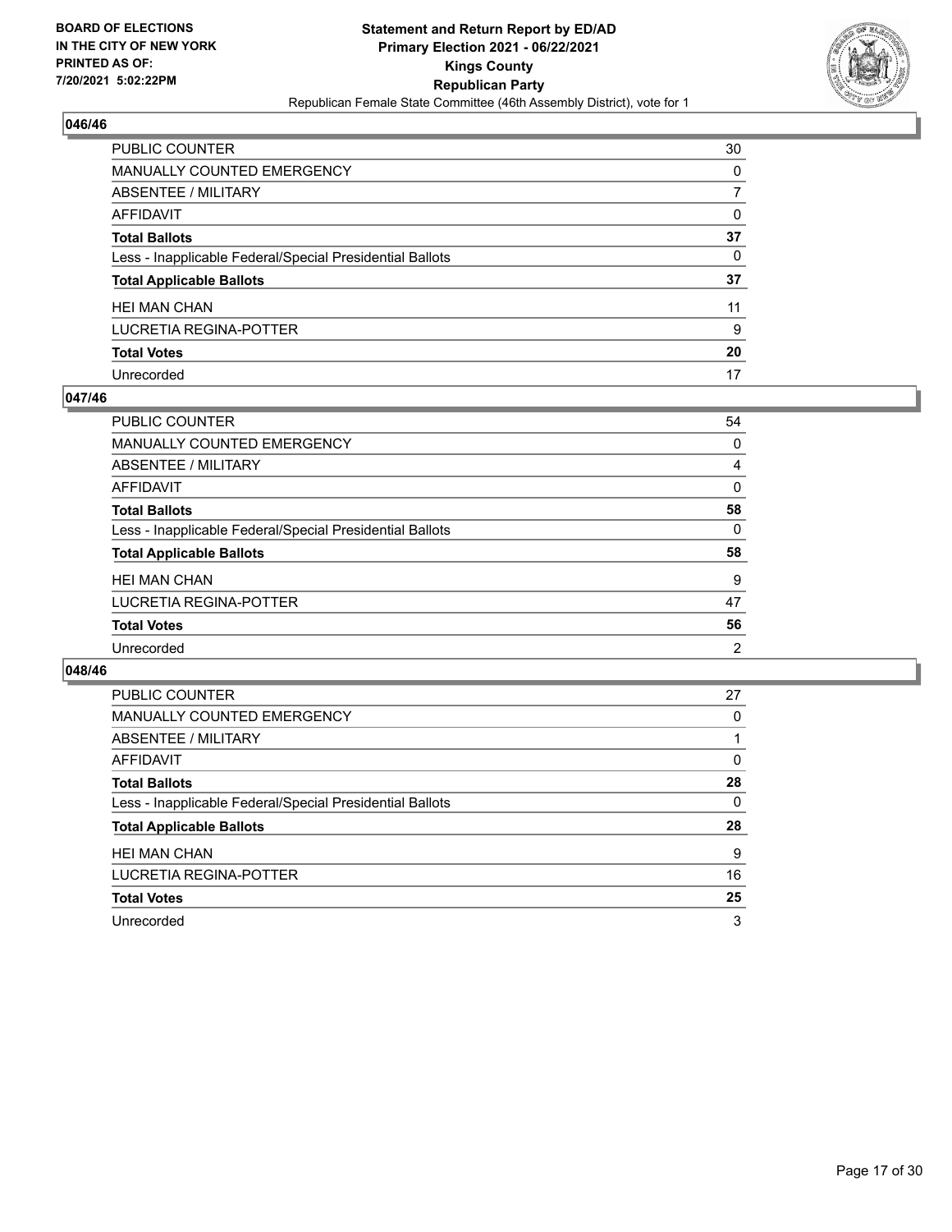BOARD OF ELECTIONS
IN THE CITY OF NEW YORK
PRINTED AS OF:
7/20/2021 5:02:22PM

**Statement and Return Report by ED/AD**
**Primary Election 2021 - 06/22/2021**
**Kings County**
**Republican Party**
Republican Female State Committee (46th Assembly District), vote for 1

### 046/46

| | |
|---|---|
| PUBLIC COUNTER | 30 |
| MANUALLY COUNTED EMERGENCY | 0 |
| ABSENTEE / MILITARY | 7 |
| AFFIDAVIT | 0 |
| **Total Ballots** | **37** |
| Less - Inapplicable Federal/Special Presidential Ballots | 0 |
| **Total Applicable Ballots** | **37** |
| HEI MAN CHAN | 11 |
| LUCRETIA REGINA-POTTER | 9 |
| **Total Votes** | **20** |
| Unrecorded | 17 |

### 047/46

| | |
|---|---|
| PUBLIC COUNTER | 54 |
| MANUALLY COUNTED EMERGENCY | 0 |
| ABSENTEE / MILITARY | 4 |
| AFFIDAVIT | 0 |
| **Total Ballots** | **58** |
| Less - Inapplicable Federal/Special Presidential Ballots | 0 |
| **Total Applicable Ballots** | **58** |
| HEI MAN CHAN | 9 |
| LUCRETIA REGINA-POTTER | 47 |
| **Total Votes** | **56** |
| Unrecorded | 2 |

### 048/46

| | |
|---|---|
| PUBLIC COUNTER | 27 |
| MANUALLY COUNTED EMERGENCY | 0 |
| ABSENTEE / MILITARY | 1 |
| AFFIDAVIT | 0 |
| **Total Ballots** | **28** |
| Less - Inapplicable Federal/Special Presidential Ballots | 0 |
| **Total Applicable Ballots** | **28** |
| HEI MAN CHAN | 9 |
| LUCRETIA REGINA-POTTER | 16 |
| **Total Votes** | **25** |
| Unrecorded | 3 |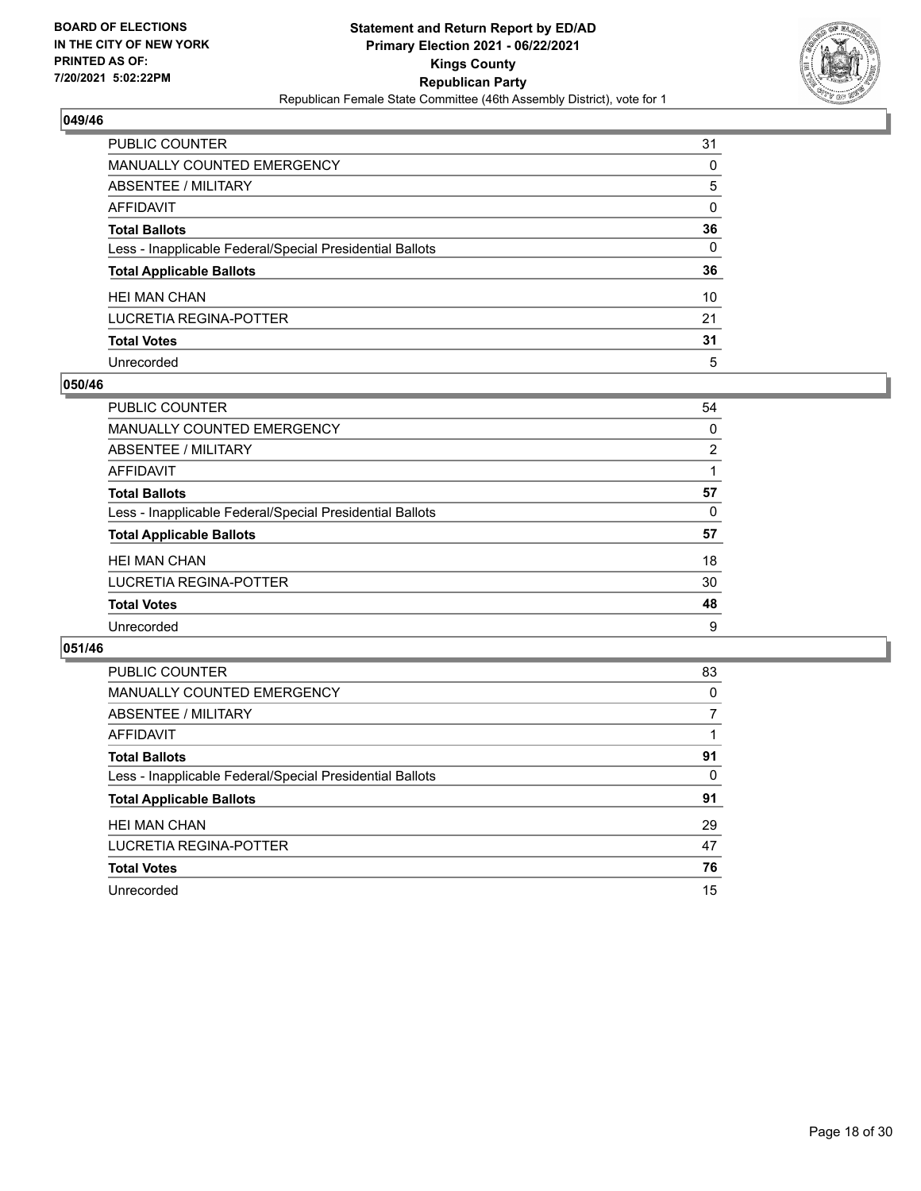**BOARD OF ELECTIONS IN THE CITY OF NEW YORK PRINTED AS OF: 7/20/2021 5:02:22PM**

**Statement and Return Report by ED/AD Primary Election 2021 - 06/22/2021 Kings County Republican Party**

Republican Female State Committee (46th Assembly District), vote for 1

## 049/46

| | |
|---|---|
| PUBLIC COUNTER | 31 |
| MANUALLY COUNTED EMERGENCY | 0 |
| ABSENTEE / MILITARY | 5 |
| AFFIDAVIT | 0 |
| **Total Ballots** | **36** |
| Less - Inapplicable Federal/Special Presidential Ballots | 0 |
| **Total Applicable Ballots** | **36** |
| HEI MAN CHAN | 10 |
| LUCRETIA REGINA-POTTER | 21 |
| **Total Votes** | **31** |
| Unrecorded | 5 |

## 050/46

| | |
|---|---|
| PUBLIC COUNTER | 54 |
| MANUALLY COUNTED EMERGENCY | 0 |
| ABSENTEE / MILITARY | 2 |
| AFFIDAVIT | 1 |
| **Total Ballots** | **57** |
| Less - Inapplicable Federal/Special Presidential Ballots | 0 |
| **Total Applicable Ballots** | **57** |
| HEI MAN CHAN | 18 |
| LUCRETIA REGINA-POTTER | 30 |
| **Total Votes** | **48** |
| Unrecorded | 9 |

## 051/46

| | |
|---|---|
| PUBLIC COUNTER | 83 |
| MANUALLY COUNTED EMERGENCY | 0 |
| ABSENTEE / MILITARY | 7 |
| AFFIDAVIT | 1 |
| **Total Ballots** | **91** |
| Less - Inapplicable Federal/Special Presidential Ballots | 0 |
| **Total Applicable Ballots** | **91** |
| HEI MAN CHAN | 29 |
| LUCRETIA REGINA-POTTER | 47 |
| **Total Votes** | **76** |
| Unrecorded | 15 |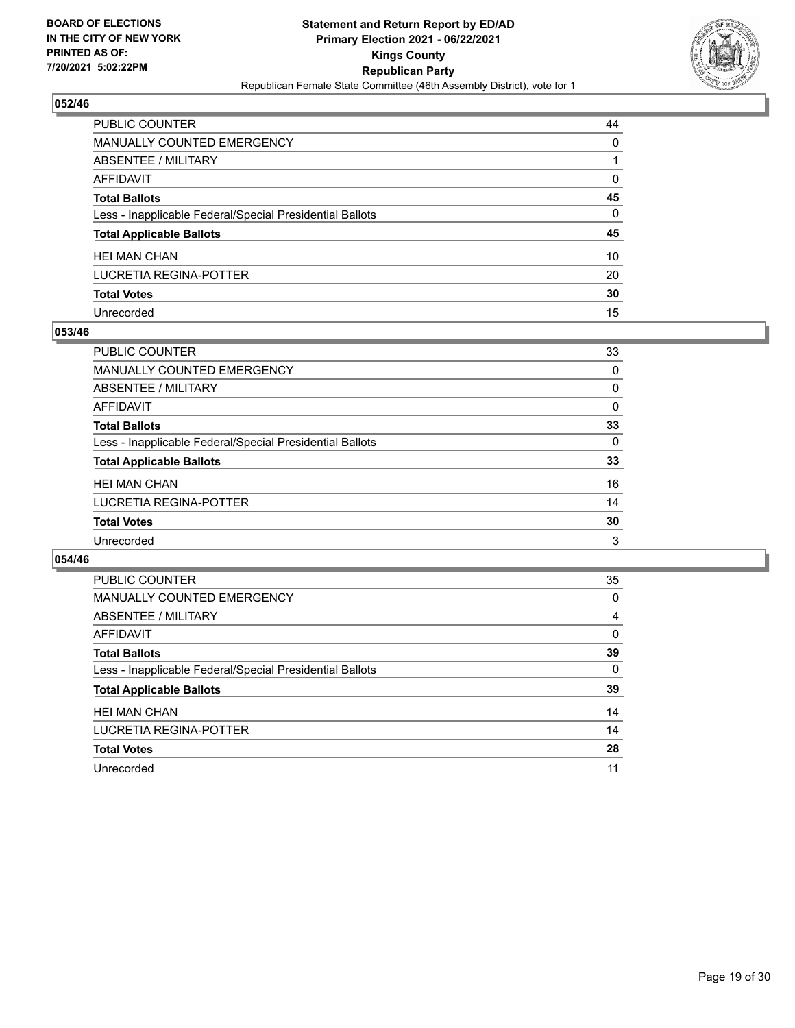BOARD OF ELECTIONS
IN THE CITY OF NEW YORK
PRINTED AS OF:
7/20/2021 5:02:22PM

**Statement and Return Report by ED/AD**
**Primary Election 2021 - 06/22/2021**
**Kings County**
**Republican Party**
Republican Female State Committee (46th Assembly District), vote for 1

## 052/46

| | |
|---|---|
| PUBLIC COUNTER | 44 |
| MANUALLY COUNTED EMERGENCY | 0 |
| ABSENTEE / MILITARY | 1 |
| AFFIDAVIT | 0 |
| **Total Ballots** | **45** |
| Less - Inapplicable Federal/Special Presidential Ballots | 0 |
| **Total Applicable Ballots** | **45** |
| HEI MAN CHAN | 10 |
| LUCRETIA REGINA-POTTER | 20 |
| **Total Votes** | **30** |
| Unrecorded | 15 |

## 053/46

| | |
|---|---|
| PUBLIC COUNTER | 33 |
| MANUALLY COUNTED EMERGENCY | 0 |
| ABSENTEE / MILITARY | 0 |
| AFFIDAVIT | 0 |
| **Total Ballots** | **33** |
| Less - Inapplicable Federal/Special Presidential Ballots | 0 |
| **Total Applicable Ballots** | **33** |
| HEI MAN CHAN | 16 |
| LUCRETIA REGINA-POTTER | 14 |
| **Total Votes** | **30** |
| Unrecorded | 3 |

## 054/46

| | |
|---|---|
| PUBLIC COUNTER | 35 |
| MANUALLY COUNTED EMERGENCY | 0 |
| ABSENTEE / MILITARY | 4 |
| AFFIDAVIT | 0 |
| **Total Ballots** | **39** |
| Less - Inapplicable Federal/Special Presidential Ballots | 0 |
| **Total Applicable Ballots** | **39** |
| HEI MAN CHAN | 14 |
| LUCRETIA REGINA-POTTER | 14 |
| **Total Votes** | **28** |
| Unrecorded | 11 |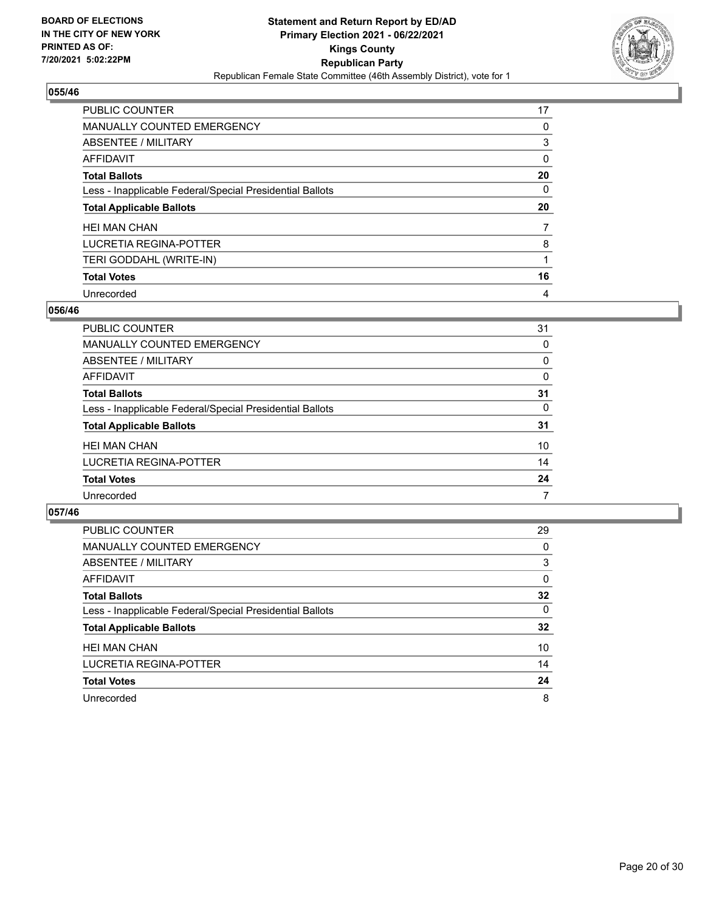BOARD OF ELECTIONS
IN THE CITY OF NEW YORK
PRINTED AS OF:
7/20/2021 5:02:22PM

**Statement and Return Report by ED/AD**
**Primary Election 2021 - 06/22/2021**
**Kings County**
**Republican Party**
Republican Female State Committee (46th Assembly District), vote for 1

### 055/46

| | |
|---|---|
| PUBLIC COUNTER | 17 |
| MANUALLY COUNTED EMERGENCY | 0 |
| ABSENTEE / MILITARY | 3 |
| AFFIDAVIT | 0 |
| **Total Ballots** | **20** |
| Less - Inapplicable Federal/Special Presidential Ballots | 0 |
| **Total Applicable Ballots** | **20** |
| HEI MAN CHAN | 7 |
| LUCRETIA REGINA-POTTER | 8 |
| TERI GODDAHL (WRITE-IN) | 1 |
| **Total Votes** | **16** |
| Unrecorded | 4 |

### 056/46

| | |
|---|---|
| PUBLIC COUNTER | 31 |
| MANUALLY COUNTED EMERGENCY | 0 |
| ABSENTEE / MILITARY | 0 |
| AFFIDAVIT | 0 |
| **Total Ballots** | **31** |
| Less - Inapplicable Federal/Special Presidential Ballots | 0 |
| **Total Applicable Ballots** | **31** |
| HEI MAN CHAN | 10 |
| LUCRETIA REGINA-POTTER | 14 |
| **Total Votes** | **24** |
| Unrecorded | 7 |

### 057/46

| | |
|---|---|
| PUBLIC COUNTER | 29 |
| MANUALLY COUNTED EMERGENCY | 0 |
| ABSENTEE / MILITARY | 3 |
| AFFIDAVIT | 0 |
| **Total Ballots** | **32** |
| Less - Inapplicable Federal/Special Presidential Ballots | 0 |
| **Total Applicable Ballots** | **32** |
| HEI MAN CHAN | 10 |
| LUCRETIA REGINA-POTTER | 14 |
| **Total Votes** | **24** |
| Unrecorded | 8 |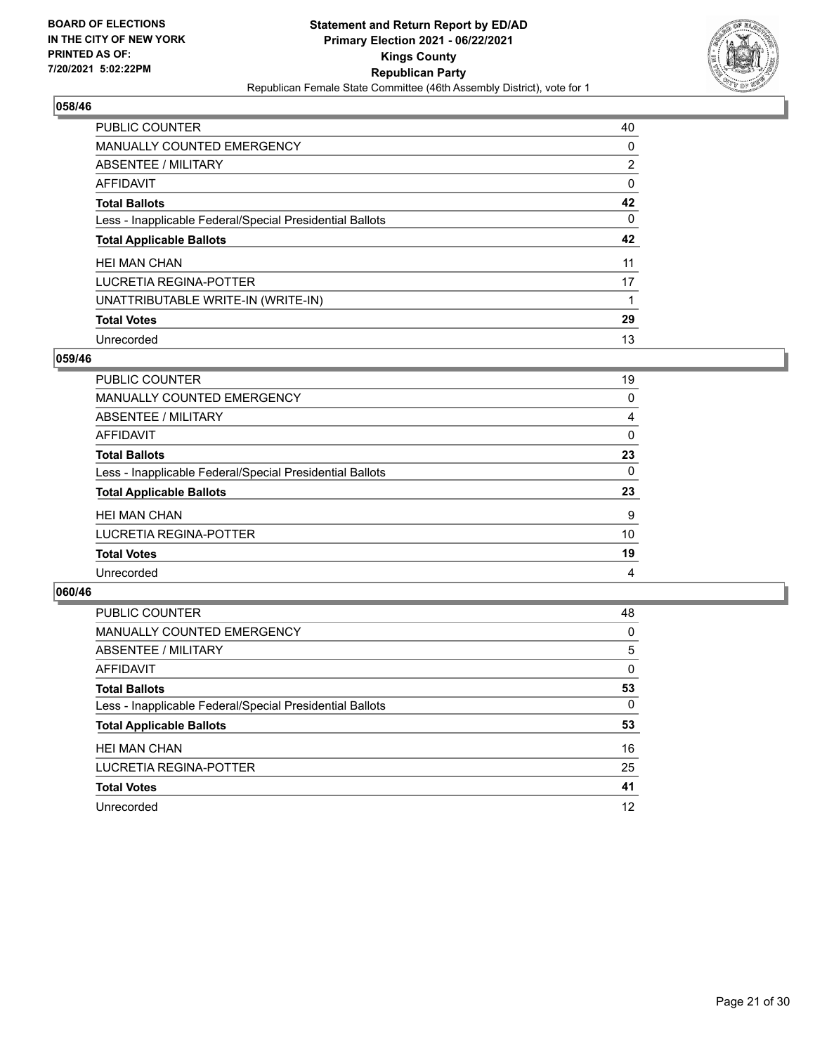BOARD OF ELECTIONS
IN THE CITY OF NEW YORK
PRINTED AS OF:
7/20/2021 5:02:22PM

**Statement and Return Report by ED/AD**
**Primary Election 2021 - 06/22/2021**
**Kings County**
**Republican Party**
Republican Female State Committee (46th Assembly District), vote for 1

### 058/46

| | |
|---|---|
| PUBLIC COUNTER | 40 |
| MANUALLY COUNTED EMERGENCY | 0 |
| ABSENTEE / MILITARY | 2 |
| AFFIDAVIT | 0 |
| **Total Ballots** | **42** |
| Less - Inapplicable Federal/Special Presidential Ballots | 0 |
| **Total Applicable Ballots** | **42** |
| HEI MAN CHAN | 11 |
| LUCRETIA REGINA-POTTER | 17 |
| UNATTRIBUTABLE WRITE-IN (WRITE-IN) | 1 |
| **Total Votes** | **29** |
| Unrecorded | 13 |

### 059/46

| | |
|---|---|
| PUBLIC COUNTER | 19 |
| MANUALLY COUNTED EMERGENCY | 0 |
| ABSENTEE / MILITARY | 4 |
| AFFIDAVIT | 0 |
| **Total Ballots** | **23** |
| Less - Inapplicable Federal/Special Presidential Ballots | 0 |
| **Total Applicable Ballots** | **23** |
| HEI MAN CHAN | 9 |
| LUCRETIA REGINA-POTTER | 10 |
| **Total Votes** | **19** |
| Unrecorded | 4 |

### 060/46

| | |
|---|---|
| PUBLIC COUNTER | 48 |
| MANUALLY COUNTED EMERGENCY | 0 |
| ABSENTEE / MILITARY | 5 |
| AFFIDAVIT | 0 |
| **Total Ballots** | **53** |
| Less - Inapplicable Federal/Special Presidential Ballots | 0 |
| **Total Applicable Ballots** | **53** |
| HEI MAN CHAN | 16 |
| LUCRETIA REGINA-POTTER | 25 |
| **Total Votes** | **41** |
| Unrecorded | 12 |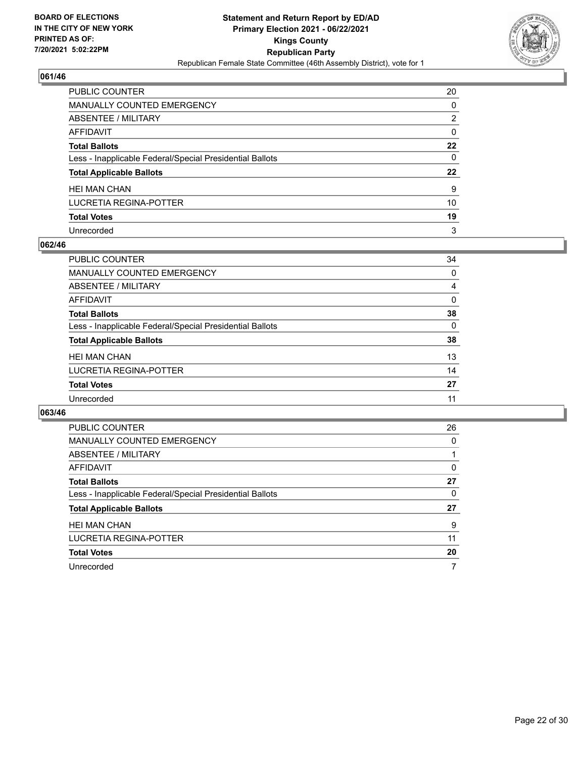BOARD OF ELECTIONS
IN THE CITY OF NEW YORK
PRINTED AS OF:
7/20/2021 5:02:22PM

**Statement and Return Report by ED/AD**
**Primary Election 2021 - 06/22/2021**
**Kings County**
**Republican Party**
Republican Female State Committee (46th Assembly District), vote for 1

## 061/46

| | |
|---|---|
| PUBLIC COUNTER | 20 |
| MANUALLY COUNTED EMERGENCY | 0 |
| ABSENTEE / MILITARY | 2 |
| AFFIDAVIT | 0 |
| **Total Ballots** | **22** |
| Less - Inapplicable Federal/Special Presidential Ballots | 0 |
| **Total Applicable Ballots** | **22** |
| HEI MAN CHAN | 9 |
| LUCRETIA REGINA-POTTER | 10 |
| **Total Votes** | **19** |
| Unrecorded | 3 |

## 062/46

| | |
|---|---|
| PUBLIC COUNTER | 34 |
| MANUALLY COUNTED EMERGENCY | 0 |
| ABSENTEE / MILITARY | 4 |
| AFFIDAVIT | 0 |
| **Total Ballots** | **38** |
| Less - Inapplicable Federal/Special Presidential Ballots | 0 |
| **Total Applicable Ballots** | **38** |
| HEI MAN CHAN | 13 |
| LUCRETIA REGINA-POTTER | 14 |
| **Total Votes** | **27** |
| Unrecorded | 11 |

## 063/46

| | |
|---|---|
| PUBLIC COUNTER | 26 |
| MANUALLY COUNTED EMERGENCY | 0 |
| ABSENTEE / MILITARY | 1 |
| AFFIDAVIT | 0 |
| **Total Ballots** | **27** |
| Less - Inapplicable Federal/Special Presidential Ballots | 0 |
| **Total Applicable Ballots** | **27** |
| HEI MAN CHAN | 9 |
| LUCRETIA REGINA-POTTER | 11 |
| **Total Votes** | **20** |
| Unrecorded | 7 |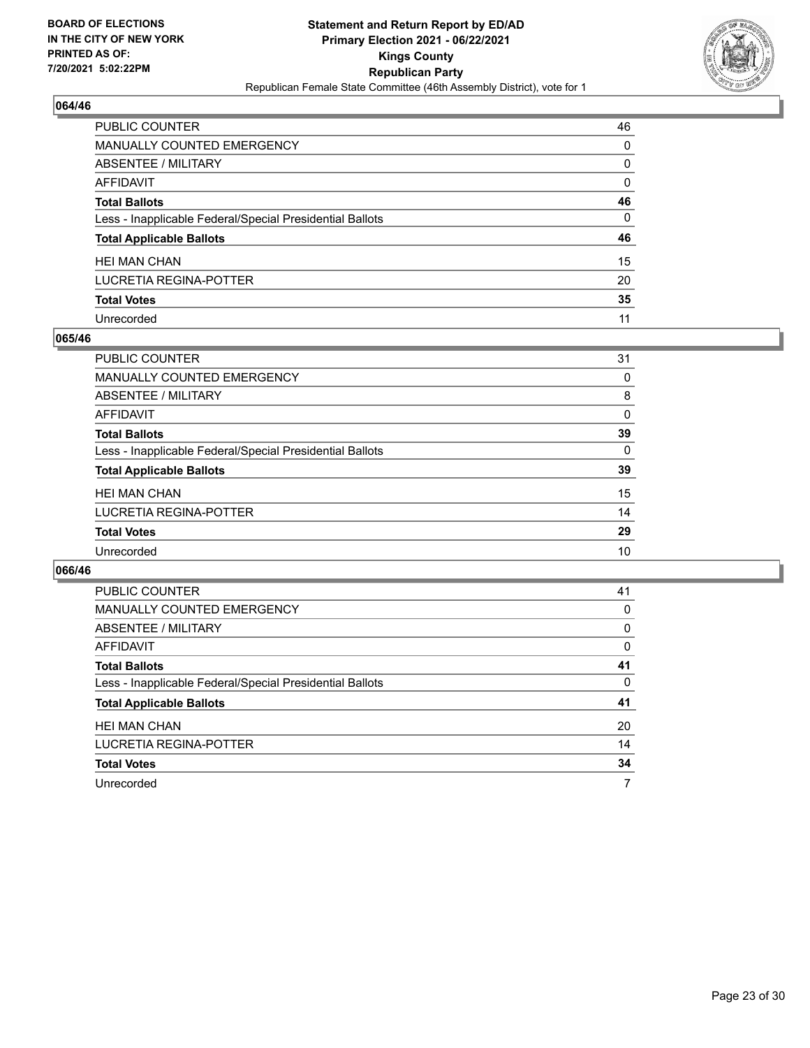## 064/46

| | |
|---|---|
| PUBLIC COUNTER | 46 |
| MANUALLY COUNTED EMERGENCY | 0 |
| ABSENTEE / MILITARY | 0 |
| AFFIDAVIT | 0 |
| **Total Ballots** | **46** |
| Less - Inapplicable Federal/Special Presidential Ballots | 0 |
| **Total Applicable Ballots** | **46** |
| HEI MAN CHAN | 15 |
| LUCRETIA REGINA-POTTER | 20 |
| **Total Votes** | **35** |
| Unrecorded | 11 |

## 065/46

| | |
|---|---|
| PUBLIC COUNTER | 31 |
| MANUALLY COUNTED EMERGENCY | 0 |
| ABSENTEE / MILITARY | 8 |
| AFFIDAVIT | 0 |
| **Total Ballots** | **39** |
| Less - Inapplicable Federal/Special Presidential Ballots | 0 |
| **Total Applicable Ballots** | **39** |
| HEI MAN CHAN | 15 |
| LUCRETIA REGINA-POTTER | 14 |
| **Total Votes** | **29** |
| Unrecorded | 10 |

## 066/46

| | |
|---|---|
| PUBLIC COUNTER | 41 |
| MANUALLY COUNTED EMERGENCY | 0 |
| ABSENTEE / MILITARY | 0 |
| AFFIDAVIT | 0 |
| **Total Ballots** | **41** |
| Less - Inapplicable Federal/Special Presidential Ballots | 0 |
| **Total Applicable Ballots** | **41** |
| HEI MAN CHAN | 20 |
| LUCRETIA REGINA-POTTER | 14 |
| **Total Votes** | **34** |
| Unrecorded | 7 |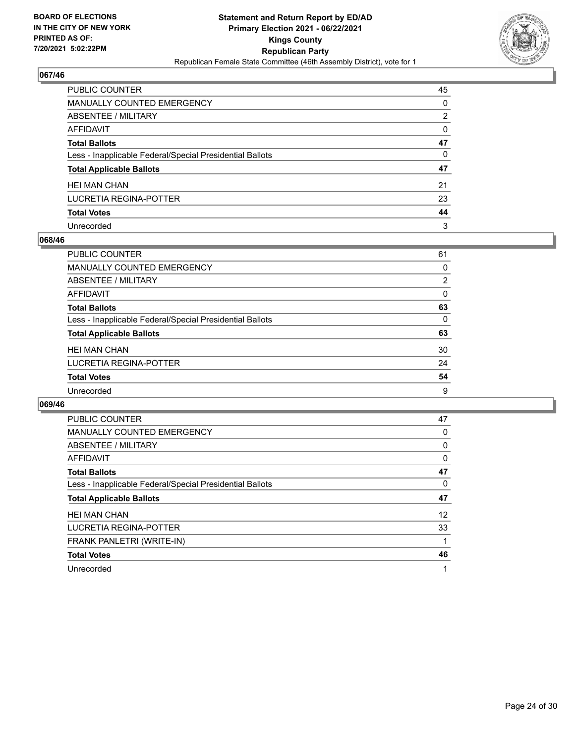BOARD OF ELECTIONS
IN THE CITY OF NEW YORK
PRINTED AS OF:
7/20/2021 5:02:22PM

**Statement and Return Report by ED/AD**
**Primary Election 2021 - 06/22/2021**
**Kings County**
**Republican Party**
Republican Female State Committee (46th Assembly District), vote for 1

### 067/46

| | |
|---|---|
| PUBLIC COUNTER | 45 |
| MANUALLY COUNTED EMERGENCY | 0 |
| ABSENTEE / MILITARY | 2 |
| AFFIDAVIT | 0 |
| **Total Ballots** | **47** |
| Less - Inapplicable Federal/Special Presidential Ballots | 0 |
| **Total Applicable Ballots** | **47** |
| HEI MAN CHAN | 21 |
| LUCRETIA REGINA-POTTER | 23 |
| **Total Votes** | **44** |
| Unrecorded | 3 |

### 068/46

| | |
|---|---|
| PUBLIC COUNTER | 61 |
| MANUALLY COUNTED EMERGENCY | 0 |
| ABSENTEE / MILITARY | 2 |
| AFFIDAVIT | 0 |
| **Total Ballots** | **63** |
| Less - Inapplicable Federal/Special Presidential Ballots | 0 |
| **Total Applicable Ballots** | **63** |
| HEI MAN CHAN | 30 |
| LUCRETIA REGINA-POTTER | 24 |
| **Total Votes** | **54** |
| Unrecorded | 9 |

### 069/46

| | |
|---|---|
| PUBLIC COUNTER | 47 |
| MANUALLY COUNTED EMERGENCY | 0 |
| ABSENTEE / MILITARY | 0 |
| AFFIDAVIT | 0 |
| **Total Ballots** | **47** |
| Less - Inapplicable Federal/Special Presidential Ballots | 0 |
| **Total Applicable Ballots** | **47** |
| HEI MAN CHAN | 12 |
| LUCRETIA REGINA-POTTER | 33 |
| FRANK PANLETRI (WRITE-IN) | 1 |
| **Total Votes** | **46** |
| Unrecorded | 1 |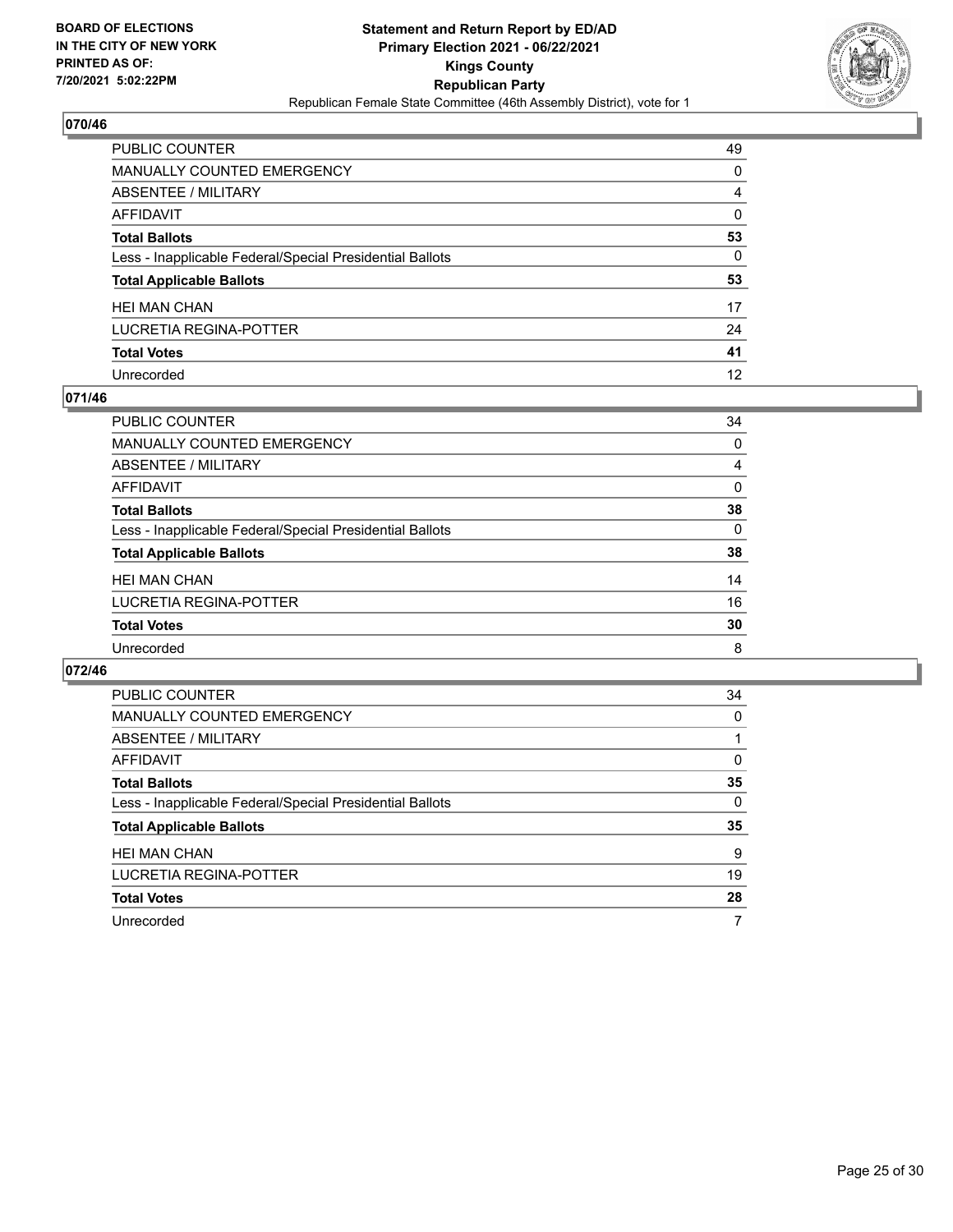**BOARD OF ELECTIONS IN THE CITY OF NEW YORK PRINTED AS OF: 7/20/2021 5:02:22PM**

**Statement and Return Report by ED/AD Primary Election 2021 - 06/22/2021 Kings County Republican Party**

Republican Female State Committee (46th Assembly District), vote for 1

## 070/46

| | |
|---|---|
| PUBLIC COUNTER | 49 |
| MANUALLY COUNTED EMERGENCY | 0 |
| ABSENTEE / MILITARY | 4 |
| AFFIDAVIT | 0 |
| **Total Ballots** | **53** |
| Less - Inapplicable Federal/Special Presidential Ballots | 0 |
| **Total Applicable Ballots** | **53** |
| HEI MAN CHAN | 17 |
| LUCRETIA REGINA-POTTER | 24 |
| **Total Votes** | **41** |
| Unrecorded | 12 |

## 071/46

| | |
|---|---|
| PUBLIC COUNTER | 34 |
| MANUALLY COUNTED EMERGENCY | 0 |
| ABSENTEE / MILITARY | 4 |
| AFFIDAVIT | 0 |
| **Total Ballots** | **38** |
| Less - Inapplicable Federal/Special Presidential Ballots | 0 |
| **Total Applicable Ballots** | **38** |
| HEI MAN CHAN | 14 |
| LUCRETIA REGINA-POTTER | 16 |
| **Total Votes** | **30** |
| Unrecorded | 8 |

## 072/46

| | |
|---|---|
| PUBLIC COUNTER | 34 |
| MANUALLY COUNTED EMERGENCY | 0 |
| ABSENTEE / MILITARY | 1 |
| AFFIDAVIT | 0 |
| **Total Ballots** | **35** |
| Less - Inapplicable Federal/Special Presidential Ballots | 0 |
| **Total Applicable Ballots** | **35** |
| HEI MAN CHAN | 9 |
| LUCRETIA REGINA-POTTER | 19 |
| **Total Votes** | **28** |
| Unrecorded | 7 |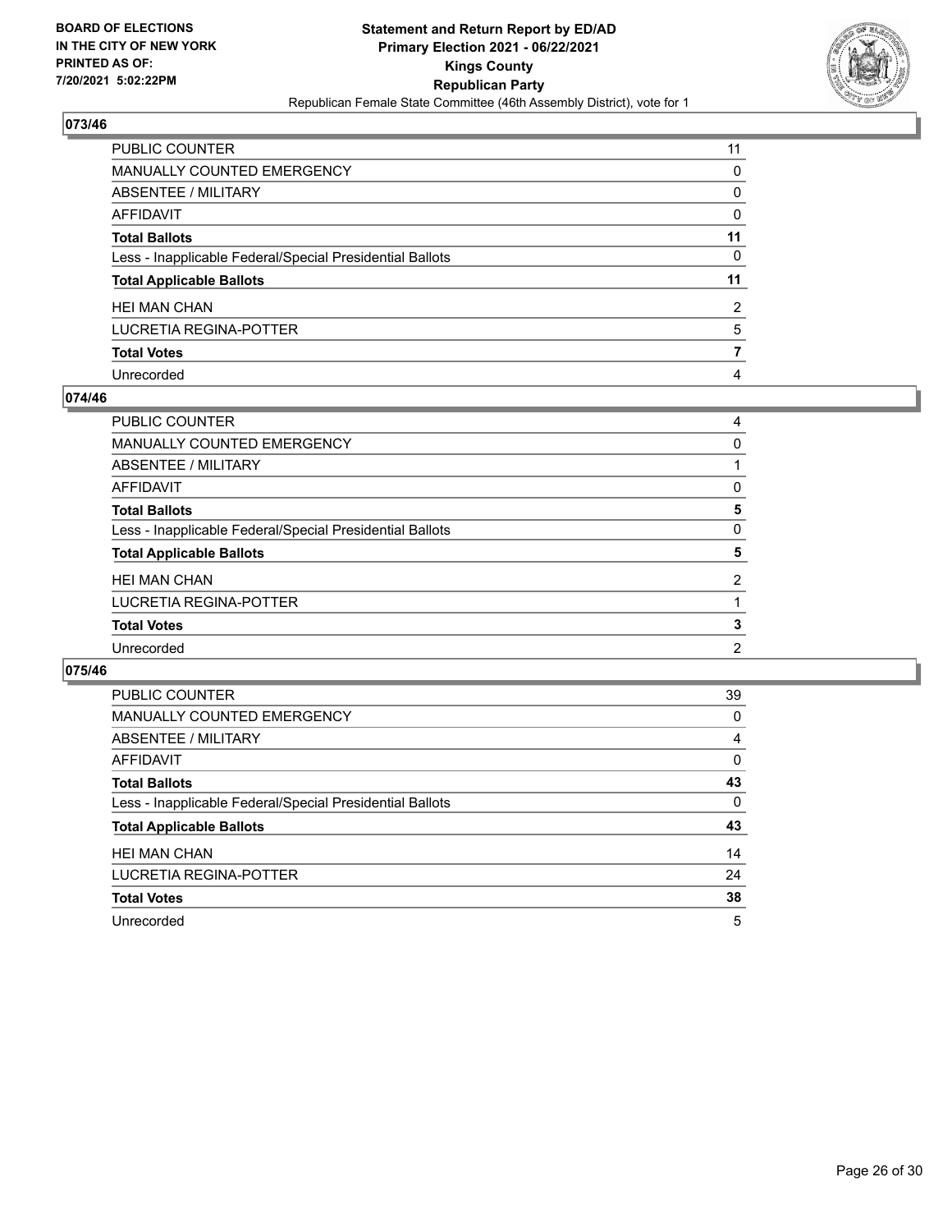## 073/46

| | |
|---|---|
| PUBLIC COUNTER | 11 |
| MANUALLY COUNTED EMERGENCY | 0 |
| ABSENTEE / MILITARY | 0 |
| AFFIDAVIT | 0 |
| **Total Ballots** | **11** |
| Less - Inapplicable Federal/Special Presidential Ballots | 0 |
| **Total Applicable Ballots** | **11** |
| HEI MAN CHAN | 2 |
| LUCRETIA REGINA-POTTER | 5 |
| **Total Votes** | **7** |
| Unrecorded | 4 |

## 074/46

| | |
|---|---|
| PUBLIC COUNTER | 4 |
| MANUALLY COUNTED EMERGENCY | 0 |
| ABSENTEE / MILITARY | 1 |
| AFFIDAVIT | 0 |
| **Total Ballots** | **5** |
| Less - Inapplicable Federal/Special Presidential Ballots | 0 |
| **Total Applicable Ballots** | **5** |
| HEI MAN CHAN | 2 |
| LUCRETIA REGINA-POTTER | 1 |
| **Total Votes** | **3** |
| Unrecorded | 2 |

## 075/46

| | |
|---|---|
| PUBLIC COUNTER | 39 |
| MANUALLY COUNTED EMERGENCY | 0 |
| ABSENTEE / MILITARY | 4 |
| AFFIDAVIT | 0 |
| **Total Ballots** | **43** |
| Less - Inapplicable Federal/Special Presidential Ballots | 0 |
| **Total Applicable Ballots** | **43** |
| HEI MAN CHAN | 14 |
| LUCRETIA REGINA-POTTER | 24 |
| **Total Votes** | **38** |
| Unrecorded | 5 |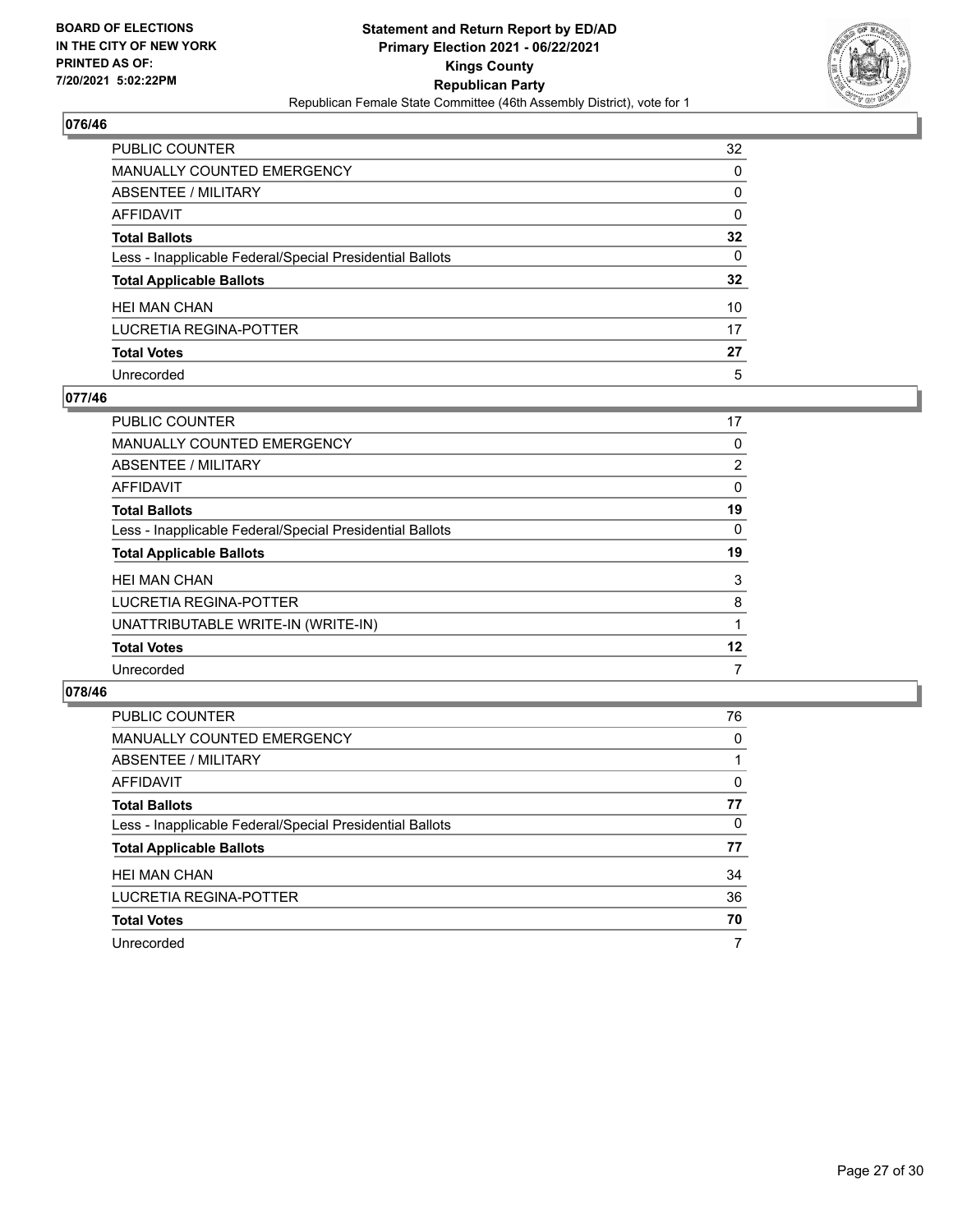BOARD OF ELECTIONS
IN THE CITY OF NEW YORK
PRINTED AS OF:
7/20/2021 5:02:22PM

**Statement and Return Report by ED/AD**
**Primary Election 2021 - 06/22/2021**
**Kings County**
**Republican Party**
Republican Female State Committee (46th Assembly District), vote for 1

## 076/46

| | |
|---|---|
| PUBLIC COUNTER | 32 |
| MANUALLY COUNTED EMERGENCY | 0 |
| ABSENTEE / MILITARY | 0 |
| AFFIDAVIT | 0 |
| **Total Ballots** | **32** |
| Less - Inapplicable Federal/Special Presidential Ballots | 0 |
| **Total Applicable Ballots** | **32** |
| HEI MAN CHAN | 10 |
| LUCRETIA REGINA-POTTER | 17 |
| **Total Votes** | **27** |
| Unrecorded | 5 |

## 077/46

| | |
|---|---|
| PUBLIC COUNTER | 17 |
| MANUALLY COUNTED EMERGENCY | 0 |
| ABSENTEE / MILITARY | 2 |
| AFFIDAVIT | 0 |
| **Total Ballots** | **19** |
| Less - Inapplicable Federal/Special Presidential Ballots | 0 |
| **Total Applicable Ballots** | **19** |
| HEI MAN CHAN | 3 |
| LUCRETIA REGINA-POTTER | 8 |
| UNATTRIBUTABLE WRITE-IN (WRITE-IN) | 1 |
| **Total Votes** | **12** |
| Unrecorded | 7 |

## 078/46

| | |
|---|---|
| PUBLIC COUNTER | 76 |
| MANUALLY COUNTED EMERGENCY | 0 |
| ABSENTEE / MILITARY | 1 |
| AFFIDAVIT | 0 |
| **Total Ballots** | **77** |
| Less - Inapplicable Federal/Special Presidential Ballots | 0 |
| **Total Applicable Ballots** | **77** |
| HEI MAN CHAN | 34 |
| LUCRETIA REGINA-POTTER | 36 |
| **Total Votes** | **70** |
| Unrecorded | 7 |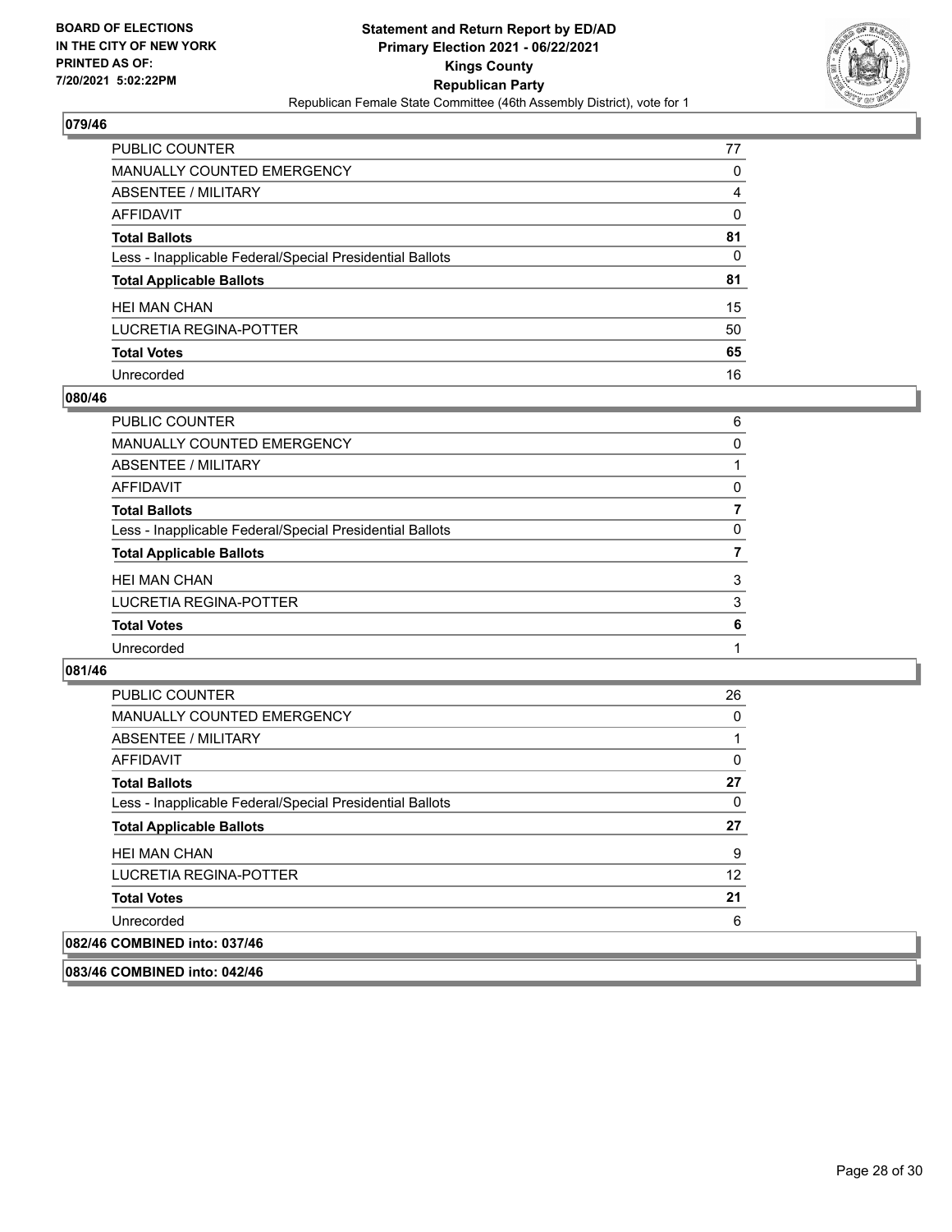## 079/46

| | |
|---|---|
| PUBLIC COUNTER | 77 |
| MANUALLY COUNTED EMERGENCY | 0 |
| ABSENTEE / MILITARY | 4 |
| AFFIDAVIT | 0 |
| **Total Ballots** | **81** |
| Less - Inapplicable Federal/Special Presidential Ballots | 0 |
| **Total Applicable Ballots** | **81** |
| HEI MAN CHAN | 15 |
| LUCRETIA REGINA-POTTER | 50 |
| **Total Votes** | **65** |
| Unrecorded | 16 |

## 080/46

| | |
|---|---|
| PUBLIC COUNTER | 6 |
| MANUALLY COUNTED EMERGENCY | 0 |
| ABSENTEE / MILITARY | 1 |
| AFFIDAVIT | 0 |
| **Total Ballots** | **7** |
| Less - Inapplicable Federal/Special Presidential Ballots | 0 |
| **Total Applicable Ballots** | **7** |
| HEI MAN CHAN | 3 |
| LUCRETIA REGINA-POTTER | 3 |
| **Total Votes** | **6** |
| Unrecorded | 1 |

## 081/46

| | |
|---|---|
| PUBLIC COUNTER | 26 |
| MANUALLY COUNTED EMERGENCY | 0 |
| ABSENTEE / MILITARY | 1 |
| AFFIDAVIT | 0 |
| **Total Ballots** | **27** |
| Less - Inapplicable Federal/Special Presidential Ballots | 0 |
| **Total Applicable Ballots** | **27** |
| HEI MAN CHAN | 9 |
| LUCRETIA REGINA-POTTER | 12 |
| **Total Votes** | **21** |
| Unrecorded | 6 |

## 082/46 COMBINED into: 037/46

## 083/46 COMBINED into: 042/46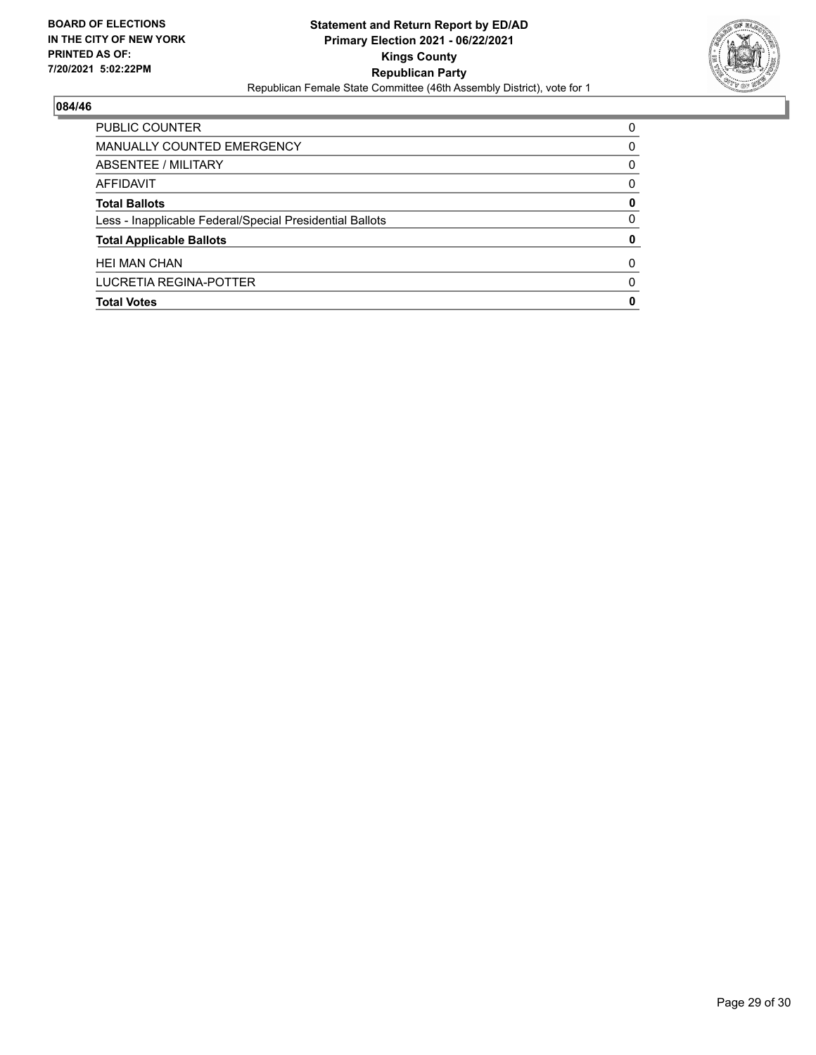**BOARD OF ELECTIONS IN THE CITY OF NEW YORK PRINTED AS OF: 7/20/2021 5:02:22PM**

**Statement and Return Report by ED/AD**
**Primary Election 2021 - 06/22/2021**
**Kings County**
**Republican Party**
Republican Female State Committee (46th Assembly District), vote for 1

**084/46**

| | |
|---|---|
| PUBLIC COUNTER | 0 |
| MANUALLY COUNTED EMERGENCY | 0 |
| ABSENTEE / MILITARY | 0 |
| AFFIDAVIT | 0 |
| **Total Ballots** | **0** |
| Less - Inapplicable Federal/Special Presidential Ballots | 0 |
| **Total Applicable Ballots** | **0** |
| HEI MAN CHAN | 0 |
| LUCRETIA REGINA-POTTER | 0 |
| **Total Votes** | **0** |